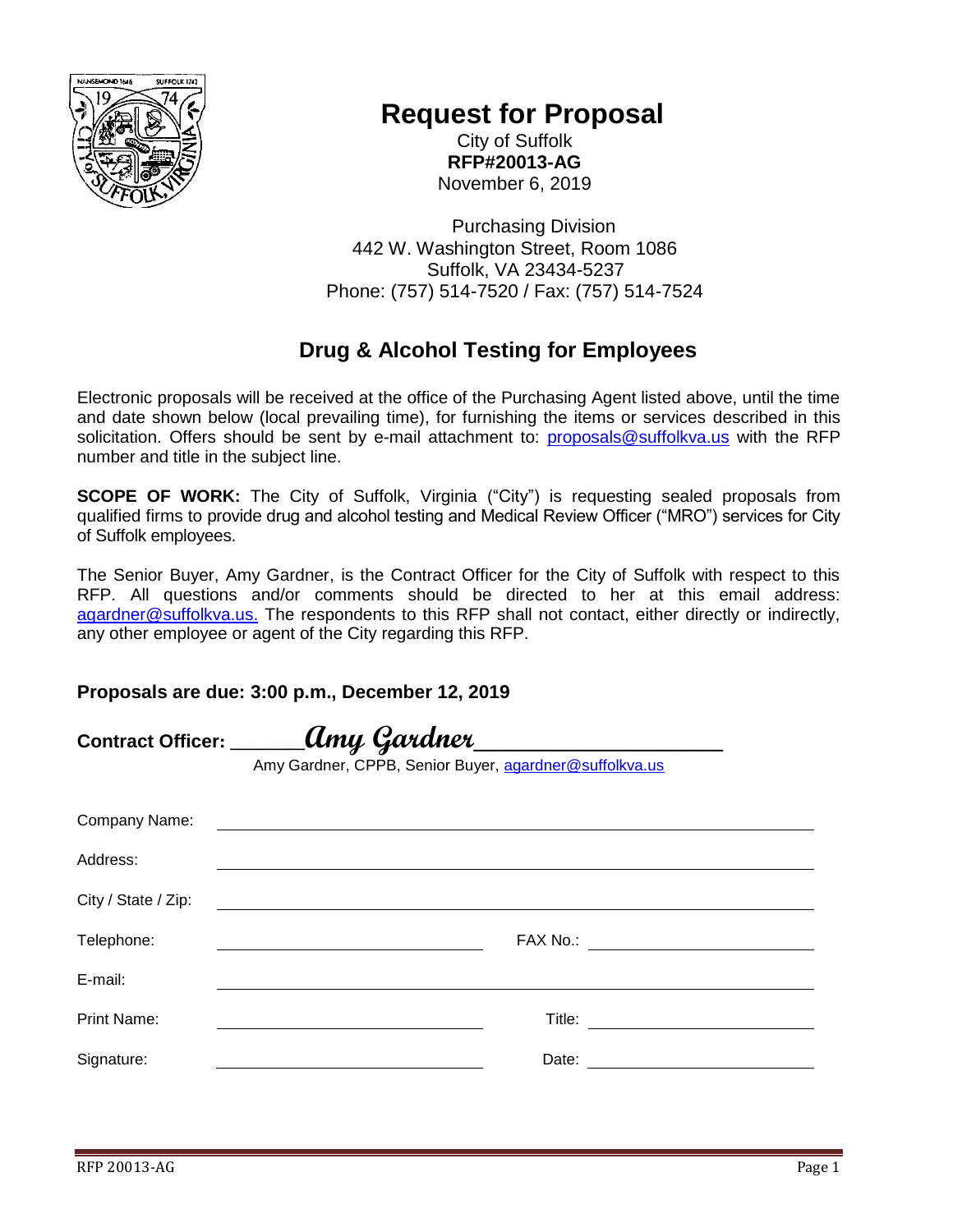# Request for Proposal

City of Suffolk
**RFP#20013-AG**
November 6, 2019

Purchasing Division
442 W. Washington Street, Room 1086
Suffolk, VA 23434-5237
Phone: (757) 514-7520 / Fax: (757) 514-7524

## Drug & Alcohol Testing for Employees

Electronic proposals will be received at the office of the Purchasing Agent listed above, until the time and date shown below (local prevailing time), for furnishing the items or services described in this solicitation. Offers should be sent by e-mail attachment to: proposals@suffolkva.us with the RFP number and title in the subject line.

**SCOPE OF WORK:** The City of Suffolk, Virginia ("City") is requesting sealed proposals from qualified firms to provide drug and alcohol testing and Medical Review Officer ("MRO") services for City of Suffolk employees.

The Senior Buyer, Amy Gardner, is the Contract Officer for the City of Suffolk with respect to this RFP. All questions and/or comments should be directed to her at this email address: agardner@suffolkva.us. The respondents to this RFP shall not contact, either directly or indirectly, any other employee or agent of the City regarding this RFP.

**Proposals are due: 3:00 p.m., December 12, 2019**

**Contract Officer:** ______*Amy Gardner*____________________
Amy Gardner, CPPB, Senior Buyer, agardner@suffolkva.us

Company Name: ____________________________________________

Address: ____________________________________________

City / State / Zip: ____________________________________________

Telephone: ____________________ FAX No.: ____________________

E-mail: ____________________________________________

Print Name: ____________________ Title: ____________________

Signature: ____________________ Date: ____________________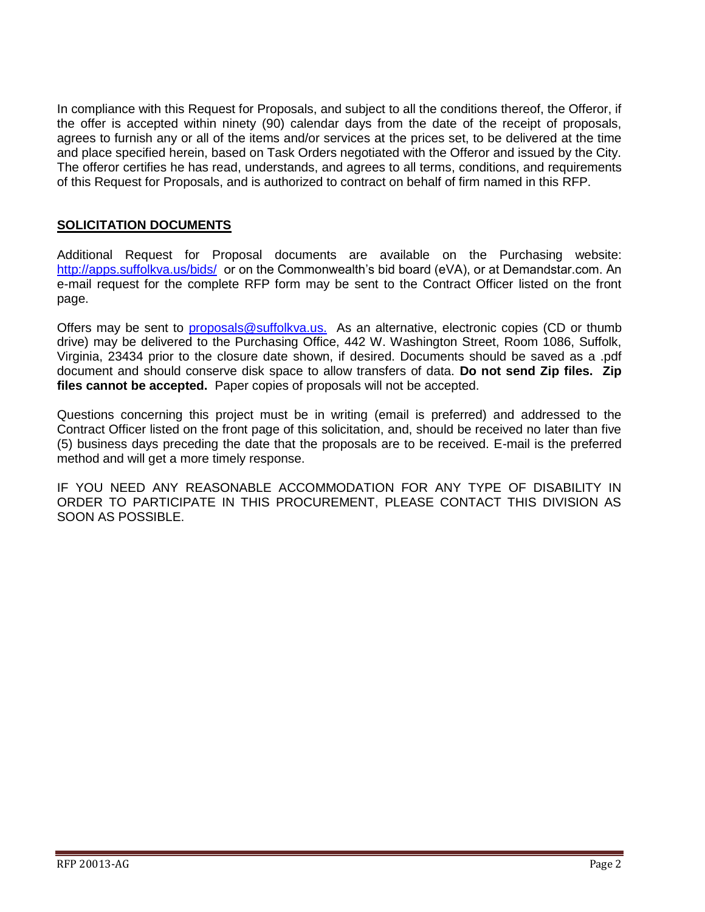In compliance with this Request for Proposals, and subject to all the conditions thereof, the Offeror, if the offer is accepted within ninety (90) calendar days from the date of the receipt of proposals, agrees to furnish any or all of the items and/or services at the prices set, to be delivered at the time and place specified herein, based on Task Orders negotiated with the Offeror and issued by the City. The offeror certifies he has read, understands, and agrees to all terms, conditions, and requirements of this Request for Proposals, and is authorized to contract on behalf of firm named in this RFP.

## SOLICITATION DOCUMENTS

Additional Request for Proposal documents are available on the Purchasing website: http://apps.suffolkva.us/bids/ or on the Commonwealth's bid board (eVA), or at Demandstar.com. An e-mail request for the complete RFP form may be sent to the Contract Officer listed on the front page.

Offers may be sent to proposals@suffolkva.us. As an alternative, electronic copies (CD or thumb drive) may be delivered to the Purchasing Office, 442 W. Washington Street, Room 1086, Suffolk, Virginia, 23434 prior to the closure date shown, if desired. Documents should be saved as a .pdf document and should conserve disk space to allow transfers of data. **Do not send Zip files. Zip files cannot be accepted.** Paper copies of proposals will not be accepted.

Questions concerning this project must be in writing (email is preferred) and addressed to the Contract Officer listed on the front page of this solicitation, and, should be received no later than five (5) business days preceding the date that the proposals are to be received. E-mail is the preferred method and will get a more timely response.

IF YOU NEED ANY REASONABLE ACCOMMODATION FOR ANY TYPE OF DISABILITY IN ORDER TO PARTICIPATE IN THIS PROCUREMENT, PLEASE CONTACT THIS DIVISION AS SOON AS POSSIBLE.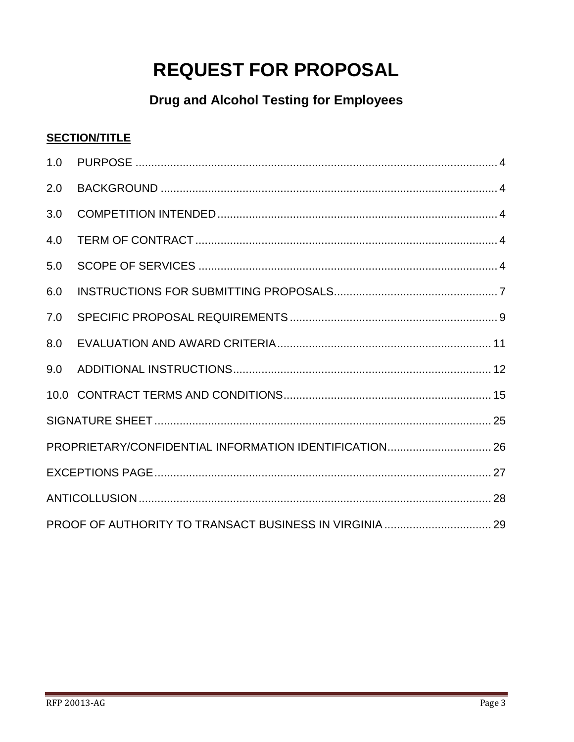# REQUEST FOR PROPOSAL

## Drug and Alcohol Testing for Employees

**SECTION/TITLE**

| | | |
|---|---|---|
| 1.0 | PURPOSE | 4 |
| 2.0 | BACKGROUND | 4 |
| 3.0 | COMPETITION INTENDED | 4 |
| 4.0 | TERM OF CONTRACT | 4 |
| 5.0 | SCOPE OF SERVICES | 4 |
| 6.0 | INSTRUCTIONS FOR SUBMITTING PROPOSALS | 7 |
| 7.0 | SPECIFIC PROPOSAL REQUIREMENTS | 9 |
| 8.0 | EVALUATION AND AWARD CRITERIA | 11 |
| 9.0 | ADDITIONAL INSTRUCTIONS | 12 |
| 10.0 | CONTRACT TERMS AND CONDITIONS | 15 |
| | SIGNATURE SHEET | 25 |
| | PROPRIETARY/CONFIDENTIAL INFORMATION IDENTIFICATION | 26 |
| | EXCEPTIONS PAGE | 27 |
| | ANTICOLLUSION | 28 |
| | PROOF OF AUTHORITY TO TRANSACT BUSINESS IN VIRGINIA | 29 |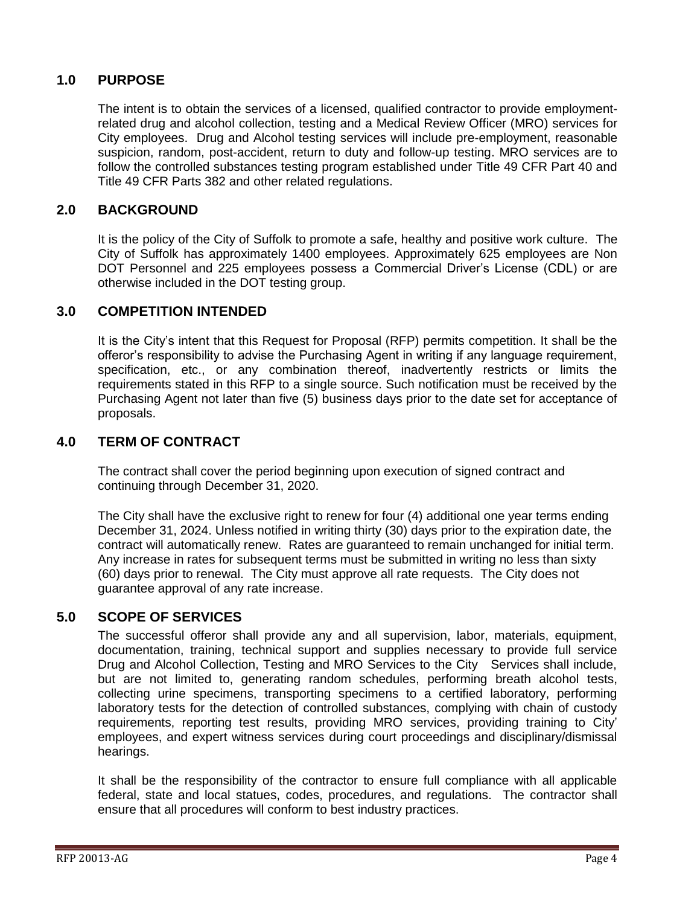## 1.0 PURPOSE

The intent is to obtain the services of a licensed, qualified contractor to provide employment-related drug and alcohol collection, testing and a Medical Review Officer (MRO) services for City employees. Drug and Alcohol testing services will include pre-employment, reasonable suspicion, random, post-accident, return to duty and follow-up testing. MRO services are to follow the controlled substances testing program established under Title 49 CFR Part 40 and Title 49 CFR Parts 382 and other related regulations.

## 2.0 BACKGROUND

It is the policy of the City of Suffolk to promote a safe, healthy and positive work culture. The City of Suffolk has approximately 1400 employees. Approximately 625 employees are Non DOT Personnel and 225 employees possess a Commercial Driver's License (CDL) or are otherwise included in the DOT testing group.

## 3.0 COMPETITION INTENDED

It is the City's intent that this Request for Proposal (RFP) permits competition. It shall be the offeror's responsibility to advise the Purchasing Agent in writing if any language requirement, specification, etc., or any combination thereof, inadvertently restricts or limits the requirements stated in this RFP to a single source. Such notification must be received by the Purchasing Agent not later than five (5) business days prior to the date set for acceptance of proposals.

## 4.0 TERM OF CONTRACT

The contract shall cover the period beginning upon execution of signed contract and continuing through December 31, 2020.

The City shall have the exclusive right to renew for four (4) additional one year terms ending December 31, 2024. Unless notified in writing thirty (30) days prior to the expiration date, the contract will automatically renew. Rates are guaranteed to remain unchanged for initial term. Any increase in rates for subsequent terms must be submitted in writing no less than sixty (60) days prior to renewal. The City must approve all rate requests. The City does not guarantee approval of any rate increase.

## 5.0 SCOPE OF SERVICES

The successful offeror shall provide any and all supervision, labor, materials, equipment, documentation, training, technical support and supplies necessary to provide full service Drug and Alcohol Collection, Testing and MRO Services to the City Services shall include, but are not limited to, generating random schedules, performing breath alcohol tests, collecting urine specimens, transporting specimens to a certified laboratory, performing laboratory tests for the detection of controlled substances, complying with chain of custody requirements, reporting test results, providing MRO services, providing training to City' employees, and expert witness services during court proceedings and disciplinary/dismissal hearings.

It shall be the responsibility of the contractor to ensure full compliance with all applicable federal, state and local statues, codes, procedures, and regulations. The contractor shall ensure that all procedures will conform to best industry practices.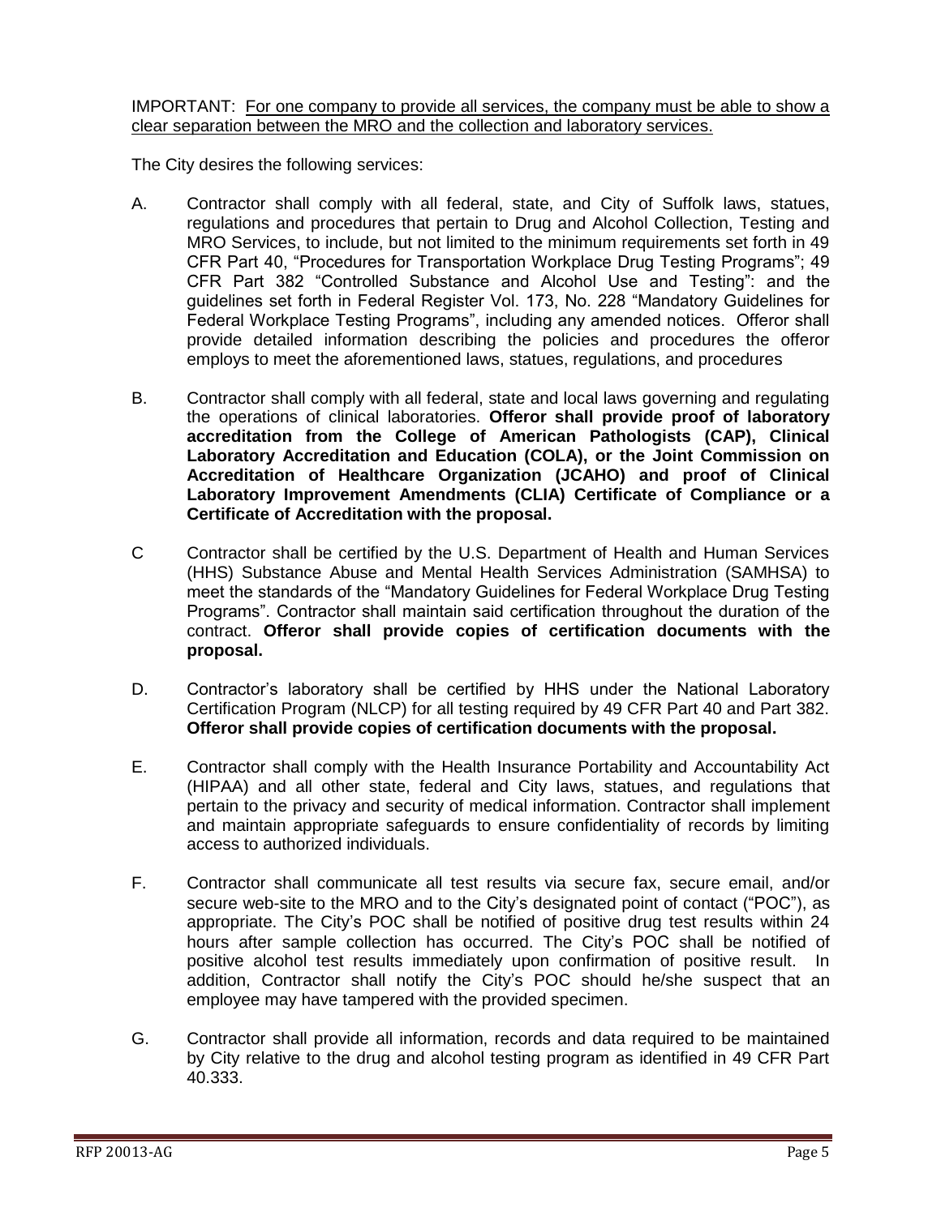IMPORTANT: <u>For one company to provide all services, the company must be able to show a clear separation between the MRO and the collection and laboratory services.</u>

The City desires the following services:

A. Contractor shall comply with all federal, state, and City of Suffolk laws, statues, regulations and procedures that pertain to Drug and Alcohol Collection, Testing and MRO Services, to include, but not limited to the minimum requirements set forth in 49 CFR Part 40, "Procedures for Transportation Workplace Drug Testing Programs"; 49 CFR Part 382 "Controlled Substance and Alcohol Use and Testing": and the guidelines set forth in Federal Register Vol. 173, No. 228 "Mandatory Guidelines for Federal Workplace Testing Programs", including any amended notices. Offeror shall provide detailed information describing the policies and procedures the offeror employs to meet the aforementioned laws, statues, regulations, and procedures

B. Contractor shall comply with all federal, state and local laws governing and regulating the operations of clinical laboratories. **Offeror shall provide proof of laboratory accreditation from the College of American Pathologists (CAP), Clinical Laboratory Accreditation and Education (COLA), or the Joint Commission on Accreditation of Healthcare Organization (JCAHO) and proof of Clinical Laboratory Improvement Amendments (CLIA) Certificate of Compliance or a Certificate of Accreditation with the proposal.**

C Contractor shall be certified by the U.S. Department of Health and Human Services (HHS) Substance Abuse and Mental Health Services Administration (SAMHSA) to meet the standards of the "Mandatory Guidelines for Federal Workplace Drug Testing Programs". Contractor shall maintain said certification throughout the duration of the contract. **Offeror shall provide copies of certification documents with the proposal.**

D. Contractor's laboratory shall be certified by HHS under the National Laboratory Certification Program (NLCP) for all testing required by 49 CFR Part 40 and Part 382. **Offeror shall provide copies of certification documents with the proposal.**

E. Contractor shall comply with the Health Insurance Portability and Accountability Act (HIPAA) and all other state, federal and City laws, statues, and regulations that pertain to the privacy and security of medical information. Contractor shall implement and maintain appropriate safeguards to ensure confidentiality of records by limiting access to authorized individuals.

F. Contractor shall communicate all test results via secure fax, secure email, and/or secure web-site to the MRO and to the City's designated point of contact ("POC"), as appropriate. The City's POC shall be notified of positive drug test results within 24 hours after sample collection has occurred. The City's POC shall be notified of positive alcohol test results immediately upon confirmation of positive result. In addition, Contractor shall notify the City's POC should he/she suspect that an employee may have tampered with the provided specimen.

G. Contractor shall provide all information, records and data required to be maintained by City relative to the drug and alcohol testing program as identified in 49 CFR Part 40.333.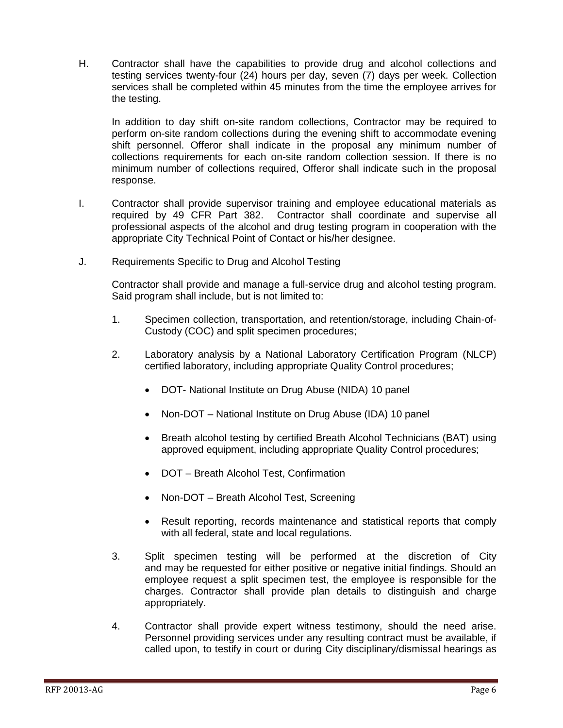H. Contractor shall have the capabilities to provide drug and alcohol collections and testing services twenty-four (24) hours per day, seven (7) days per week. Collection services shall be completed within 45 minutes from the time the employee arrives for the testing.

   In addition to day shift on-site random collections, Contractor may be required to perform on-site random collections during the evening shift to accommodate evening shift personnel. Offeror shall indicate in the proposal any minimum number of collections requirements for each on-site random collection session. If there is no minimum number of collections required, Offeror shall indicate such in the proposal response.

I. Contractor shall provide supervisor training and employee educational materials as required by 49 CFR Part 382. Contractor shall coordinate and supervise all professional aspects of the alcohol and drug testing program in cooperation with the appropriate City Technical Point of Contact or his/her designee.

J. Requirements Specific to Drug and Alcohol Testing

   Contractor shall provide and manage a full-service drug and alcohol testing program. Said program shall include, but is not limited to:

   1. Specimen collection, transportation, and retention/storage, including Chain-of-Custody (COC) and split specimen procedures;

   2. Laboratory analysis by a National Laboratory Certification Program (NLCP) certified laboratory, including appropriate Quality Control procedures;

      - DOT- National Institute on Drug Abuse (NIDA) 10 panel
      - Non-DOT – National Institute on Drug Abuse (IDA) 10 panel
      - Breath alcohol testing by certified Breath Alcohol Technicians (BAT) using approved equipment, including appropriate Quality Control procedures;
      - DOT – Breath Alcohol Test, Confirmation
      - Non-DOT – Breath Alcohol Test, Screening
      - Result reporting, records maintenance and statistical reports that comply with all federal, state and local regulations.

   3. Split specimen testing will be performed at the discretion of City and may be requested for either positive or negative initial findings. Should an employee request a split specimen test, the employee is responsible for the charges. Contractor shall provide plan details to distinguish and charge appropriately.

   4. Contractor shall provide expert witness testimony, should the need arise. Personnel providing services under any resulting contract must be available, if called upon, to testify in court or during City disciplinary/dismissal hearings as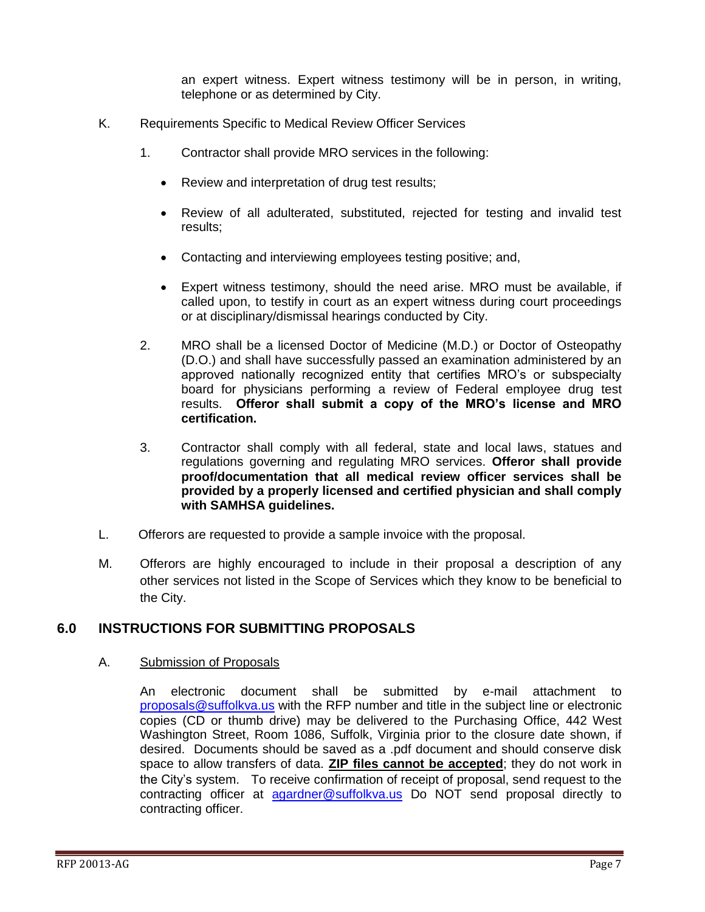an expert witness. Expert witness testimony will be in person, in writing, telephone or as determined by City.

K. Requirements Specific to Medical Review Officer Services

1. Contractor shall provide MRO services in the following:

   - Review and interpretation of drug test results;
   - Review of all adulterated, substituted, rejected for testing and invalid test results;
   - Contacting and interviewing employees testing positive; and,
   - Expert witness testimony, should the need arise. MRO must be available, if called upon, to testify in court as an expert witness during court proceedings or at disciplinary/dismissal hearings conducted by City.

2. MRO shall be a licensed Doctor of Medicine (M.D.) or Doctor of Osteopathy (D.O.) and shall have successfully passed an examination administered by an approved nationally recognized entity that certifies MRO's or subspecialty board for physicians performing a review of Federal employee drug test results. **Offeror shall submit a copy of the MRO's license and MRO certification.**

3. Contractor shall comply with all federal, state and local laws, statues and regulations governing and regulating MRO services. **Offeror shall provide proof/documentation that all medical review officer services shall be provided by a properly licensed and certified physician and shall comply with SAMHSA guidelines.**

L. Offerors are requested to provide a sample invoice with the proposal.

M. Offerors are highly encouraged to include in their proposal a description of any other services not listed in the Scope of Services which they know to be beneficial to the City.

## 6.0 INSTRUCTIONS FOR SUBMITTING PROPOSALS

A. Submission of Proposals

An electronic document shall be submitted by e-mail attachment to proposals@suffolkva.us with the RFP number and title in the subject line or electronic copies (CD or thumb drive) may be delivered to the Purchasing Office, 442 West Washington Street, Room 1086, Suffolk, Virginia prior to the closure date shown, if desired. Documents should be saved as a .pdf document and should conserve disk space to allow transfers of data. **ZIP files cannot be accepted**; they do not work in the City's system. To receive confirmation of receipt of proposal, send request to the contracting officer at agardner@suffolkva.us Do NOT send proposal directly to contracting officer.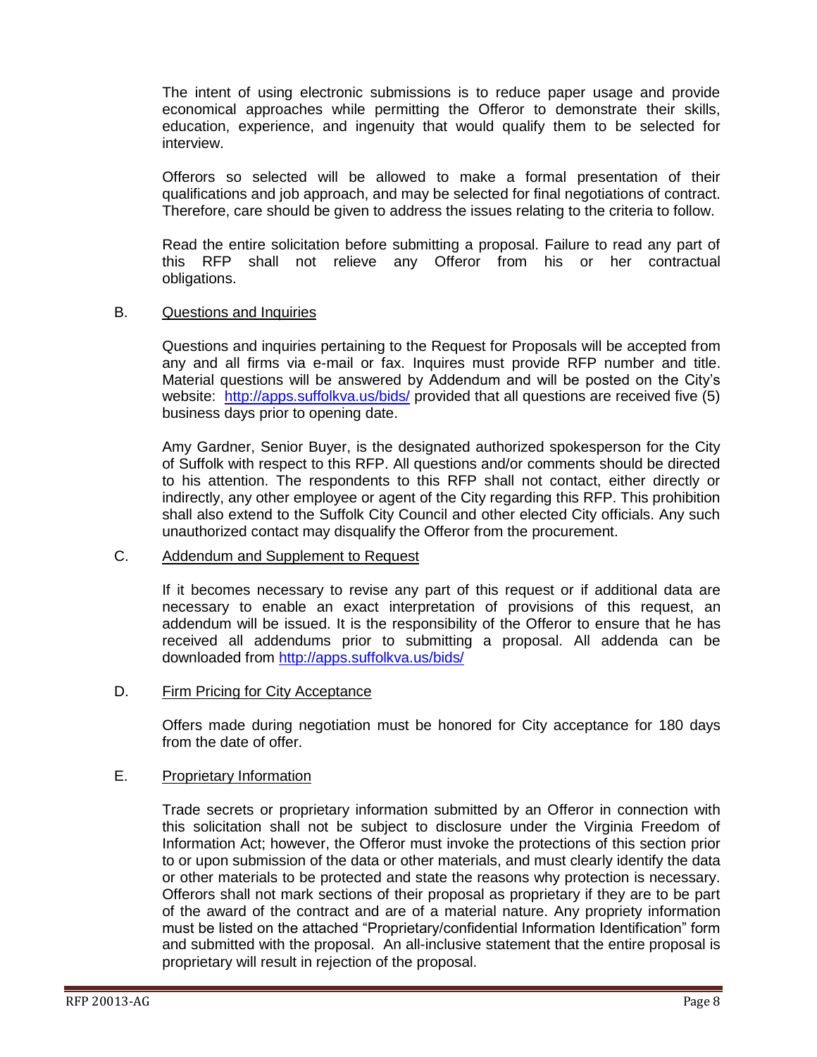The intent of using electronic submissions is to reduce paper usage and provide economical approaches while permitting the Offeror to demonstrate their skills, education, experience, and ingenuity that would qualify them to be selected for interview.

Offerors so selected will be allowed to make a formal presentation of their qualifications and job approach, and may be selected for final negotiations of contract. Therefore, care should be given to address the issues relating to the criteria to follow.

Read the entire solicitation before submitting a proposal. Failure to read any part of this RFP shall not relieve any Offeror from his or her contractual obligations.

B. Questions and Inquiries

Questions and inquiries pertaining to the Request for Proposals will be accepted from any and all firms via e-mail or fax. Inquires must provide RFP number and title. Material questions will be answered by Addendum and will be posted on the City's website: http://apps.suffolkva.us/bids/ provided that all questions are received five (5) business days prior to opening date.

Amy Gardner, Senior Buyer, is the designated authorized spokesperson for the City of Suffolk with respect to this RFP. All questions and/or comments should be directed to his attention. The respondents to this RFP shall not contact, either directly or indirectly, any other employee or agent of the City regarding this RFP. This prohibition shall also extend to the Suffolk City Council and other elected City officials. Any such unauthorized contact may disqualify the Offeror from the procurement.

C. Addendum and Supplement to Request

If it becomes necessary to revise any part of this request or if additional data are necessary to enable an exact interpretation of provisions of this request, an addendum will be issued. It is the responsibility of the Offeror to ensure that he has received all addendums prior to submitting a proposal. All addenda can be downloaded from http://apps.suffolkva.us/bids/

D. Firm Pricing for City Acceptance

Offers made during negotiation must be honored for City acceptance for 180 days from the date of offer.

E. Proprietary Information

Trade secrets or proprietary information submitted by an Offeror in connection with this solicitation shall not be subject to disclosure under the Virginia Freedom of Information Act; however, the Offeror must invoke the protections of this section prior to or upon submission of the data or other materials, and must clearly identify the data or other materials to be protected and state the reasons why protection is necessary. Offerors shall not mark sections of their proposal as proprietary if they are to be part of the award of the contract and are of a material nature. Any propriety information must be listed on the attached "Proprietary/confidential Information Identification" form and submitted with the proposal. An all-inclusive statement that the entire proposal is proprietary will result in rejection of the proposal.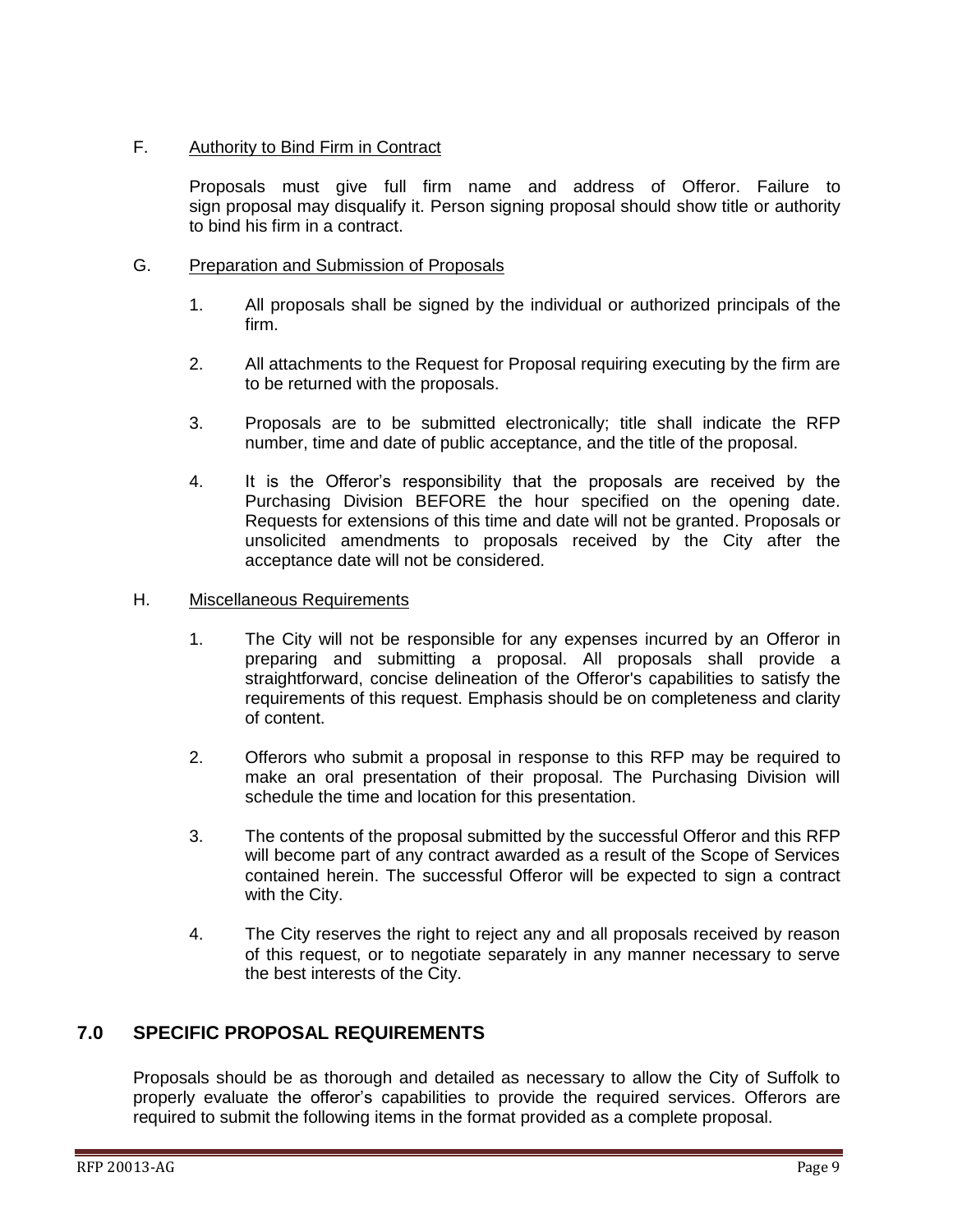F. Authority to Bind Firm in Contract

Proposals must give full firm name and address of Offeror. Failure to sign proposal may disqualify it. Person signing proposal should show title or authority to bind his firm in a contract.

G. Preparation and Submission of Proposals

1. All proposals shall be signed by the individual or authorized principals of the firm.

2. All attachments to the Request for Proposal requiring executing by the firm are to be returned with the proposals.

3. Proposals are to be submitted electronically; title shall indicate the RFP number, time and date of public acceptance, and the title of the proposal.

4. It is the Offeror's responsibility that the proposals are received by the Purchasing Division BEFORE the hour specified on the opening date. Requests for extensions of this time and date will not be granted. Proposals or unsolicited amendments to proposals received by the City after the acceptance date will not be considered.

H. Miscellaneous Requirements

1. The City will not be responsible for any expenses incurred by an Offeror in preparing and submitting a proposal. All proposals shall provide a straightforward, concise delineation of the Offeror's capabilities to satisfy the requirements of this request. Emphasis should be on completeness and clarity of content.

2. Offerors who submit a proposal in response to this RFP may be required to make an oral presentation of their proposal. The Purchasing Division will schedule the time and location for this presentation.

3. The contents of the proposal submitted by the successful Offeror and this RFP will become part of any contract awarded as a result of the Scope of Services contained herein. The successful Offeror will be expected to sign a contract with the City.

4. The City reserves the right to reject any and all proposals received by reason of this request, or to negotiate separately in any manner necessary to serve the best interests of the City.

## 7.0 SPECIFIC PROPOSAL REQUIREMENTS

Proposals should be as thorough and detailed as necessary to allow the City of Suffolk to properly evaluate the offeror's capabilities to provide the required services. Offerors are required to submit the following items in the format provided as a complete proposal.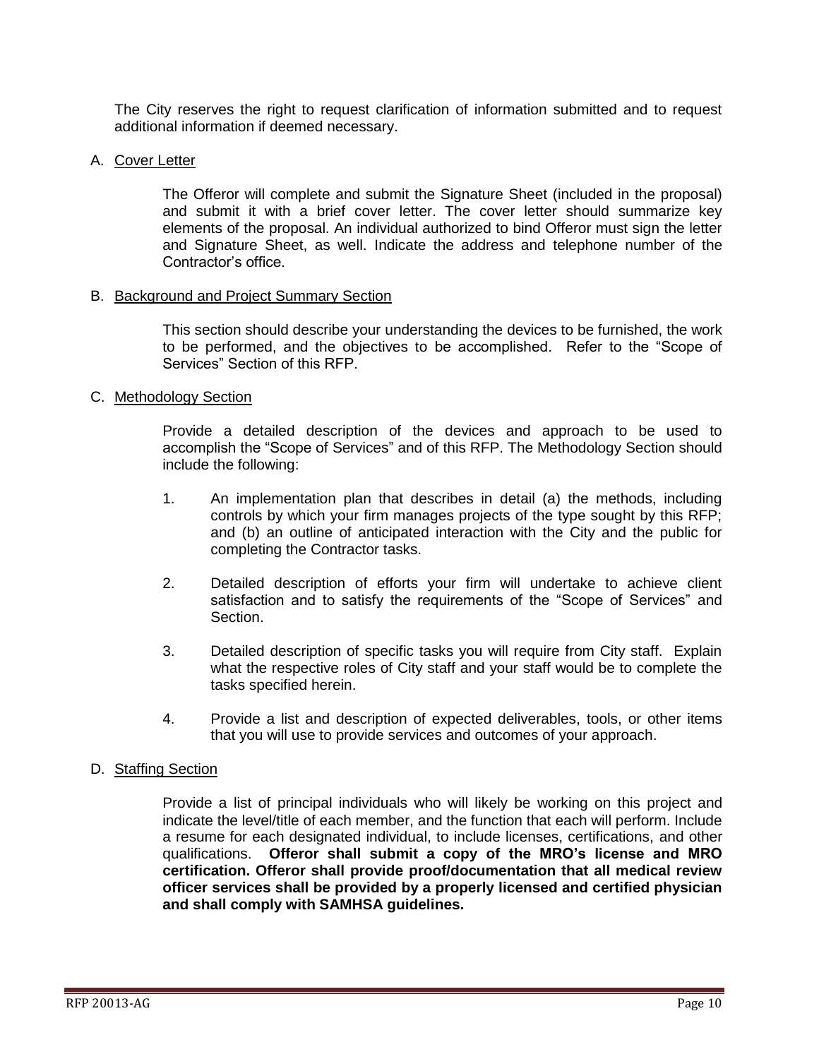The City reserves the right to request clarification of information submitted and to request additional information if deemed necessary.

A. Cover Letter

The Offeror will complete and submit the Signature Sheet (included in the proposal) and submit it with a brief cover letter. The cover letter should summarize key elements of the proposal. An individual authorized to bind Offeror must sign the letter and Signature Sheet, as well. Indicate the address and telephone number of the Contractor's office.

B. Background and Project Summary Section

This section should describe your understanding the devices to be furnished, the work to be performed, and the objectives to be accomplished. Refer to the "Scope of Services" Section of this RFP.

C. Methodology Section

Provide a detailed description of the devices and approach to be used to accomplish the "Scope of Services" and of this RFP. The Methodology Section should include the following:

1. An implementation plan that describes in detail (a) the methods, including controls by which your firm manages projects of the type sought by this RFP; and (b) an outline of anticipated interaction with the City and the public for completing the Contractor tasks.

2. Detailed description of efforts your firm will undertake to achieve client satisfaction and to satisfy the requirements of the "Scope of Services" and Section.

3. Detailed description of specific tasks you will require from City staff. Explain what the respective roles of City staff and your staff would be to complete the tasks specified herein.

4. Provide a list and description of expected deliverables, tools, or other items that you will use to provide services and outcomes of your approach.

D. Staffing Section

Provide a list of principal individuals who will likely be working on this project and indicate the level/title of each member, and the function that each will perform. Include a resume for each designated individual, to include licenses, certifications, and other qualifications. **Offeror shall submit a copy of the MRO's license and MRO certification. Offeror shall provide proof/documentation that all medical review officer services shall be provided by a properly licensed and certified physician and shall comply with SAMHSA guidelines.**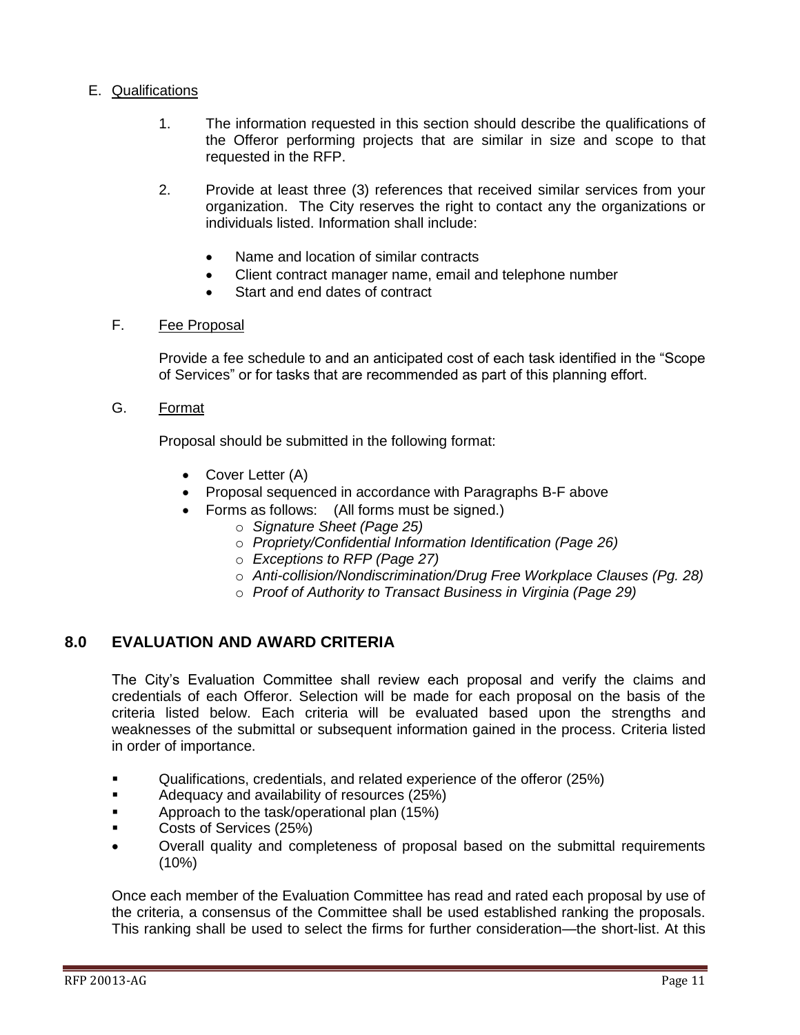E. Qualifications

1. The information requested in this section should describe the qualifications of the Offeror performing projects that are similar in size and scope to that requested in the RFP.

2. Provide at least three (3) references that received similar services from your organization. The City reserves the right to contact any the organizations or individuals listed. Information shall include:

   - Name and location of similar contracts
   - Client contract manager name, email and telephone number
   - Start and end dates of contract

F. Fee Proposal

Provide a fee schedule to and an anticipated cost of each task identified in the "Scope of Services" or for tasks that are recommended as part of this planning effort.

G. Format

Proposal should be submitted in the following format:

- Cover Letter (A)
- Proposal sequenced in accordance with Paragraphs B-F above
- Forms as follows: (All forms must be signed.)
  - *Signature Sheet (Page 25)*
  - *Propriety/Confidential Information Identification (Page 26)*
  - *Exceptions to RFP (Page 27)*
  - *Anti-collision/Nondiscrimination/Drug Free Workplace Clauses (Pg. 28)*
  - *Proof of Authority to Transact Business in Virginia (Page 29)*

## 8.0 EVALUATION AND AWARD CRITERIA

The City's Evaluation Committee shall review each proposal and verify the claims and credentials of each Offeror. Selection will be made for each proposal on the basis of the criteria listed below. Each criteria will be evaluated based upon the strengths and weaknesses of the submittal or subsequent information gained in the process. Criteria listed in order of importance.

- Qualifications, credentials, and related experience of the offeror (25%)
- Adequacy and availability of resources (25%)
- Approach to the task/operational plan (15%)
- Costs of Services (25%)
- Overall quality and completeness of proposal based on the submittal requirements (10%)

Once each member of the Evaluation Committee has read and rated each proposal by use of the criteria, a consensus of the Committee shall be used established ranking the proposals. This ranking shall be used to select the firms for further consideration—the short-list. At this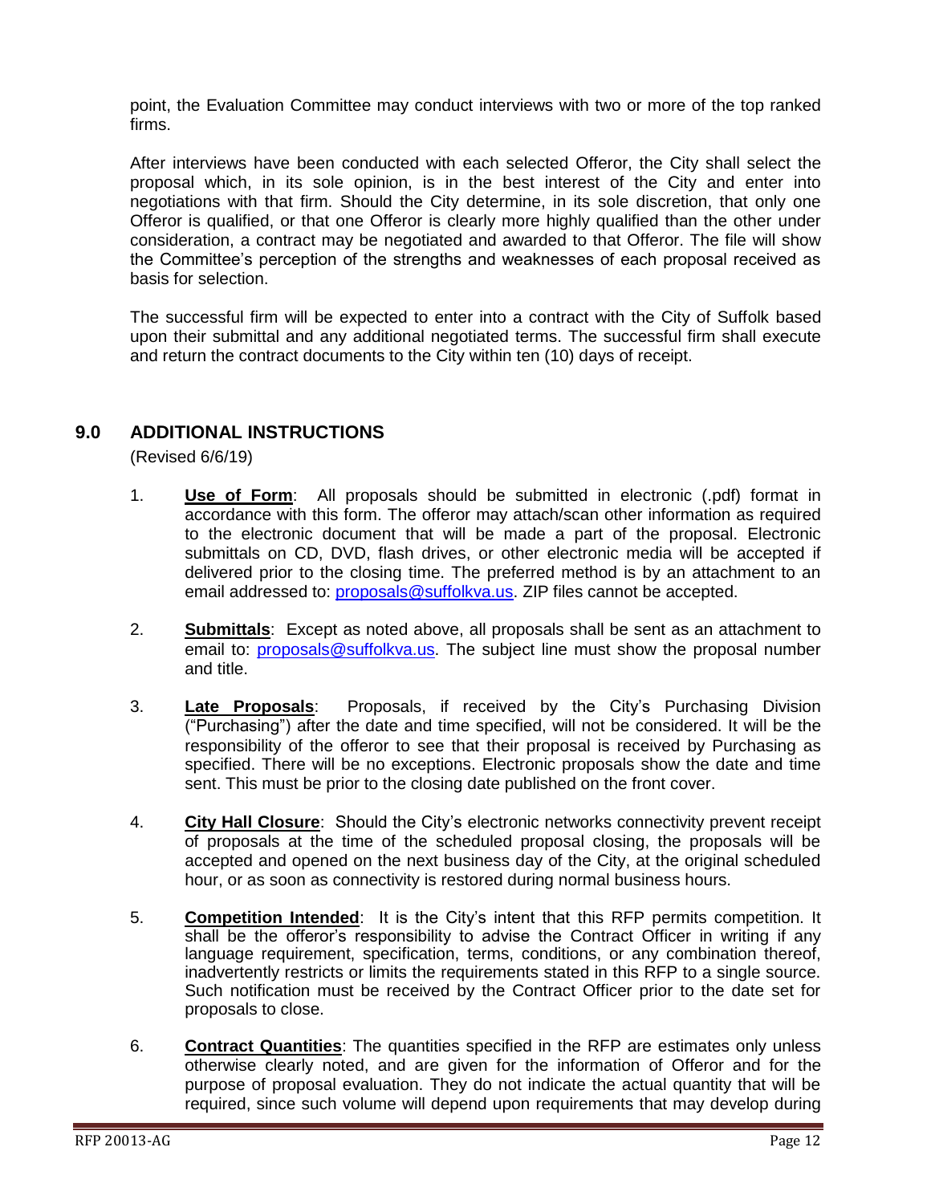point, the Evaluation Committee may conduct interviews with two or more of the top ranked firms.

After interviews have been conducted with each selected Offeror, the City shall select the proposal which, in its sole opinion, is in the best interest of the City and enter into negotiations with that firm. Should the City determine, in its sole discretion, that only one Offeror is qualified, or that one Offeror is clearly more highly qualified than the other under consideration, a contract may be negotiated and awarded to that Offeror. The file will show the Committee's perception of the strengths and weaknesses of each proposal received as basis for selection.

The successful firm will be expected to enter into a contract with the City of Suffolk based upon their submittal and any additional negotiated terms. The successful firm shall execute and return the contract documents to the City within ten (10) days of receipt.

## 9.0 ADDITIONAL INSTRUCTIONS

(Revised 6/6/19)

1. **Use of Form**: All proposals should be submitted in electronic (.pdf) format in accordance with this form. The offeror may attach/scan other information as required to the electronic document that will be made a part of the proposal. Electronic submittals on CD, DVD, flash drives, or other electronic media will be accepted if delivered prior to the closing time. The preferred method is by an attachment to an email addressed to: proposals@suffolkva.us. ZIP files cannot be accepted.

2. **Submittals**: Except as noted above, all proposals shall be sent as an attachment to email to: proposals@suffolkva.us. The subject line must show the proposal number and title.

3. **Late Proposals**: Proposals, if received by the City's Purchasing Division ("Purchasing") after the date and time specified, will not be considered. It will be the responsibility of the offeror to see that their proposal is received by Purchasing as specified. There will be no exceptions. Electronic proposals show the date and time sent. This must be prior to the closing date published on the front cover.

4. **City Hall Closure**: Should the City's electronic networks connectivity prevent receipt of proposals at the time of the scheduled proposal closing, the proposals will be accepted and opened on the next business day of the City, at the original scheduled hour, or as soon as connectivity is restored during normal business hours.

5. **Competition Intended**: It is the City's intent that this RFP permits competition. It shall be the offeror's responsibility to advise the Contract Officer in writing if any language requirement, specification, terms, conditions, or any combination thereof, inadvertently restricts or limits the requirements stated in this RFP to a single source. Such notification must be received by the Contract Officer prior to the date set for proposals to close.

6. **Contract Quantities**: The quantities specified in the RFP are estimates only unless otherwise clearly noted, and are given for the information of Offeror and for the purpose of proposal evaluation. They do not indicate the actual quantity that will be required, since such volume will depend upon requirements that may develop during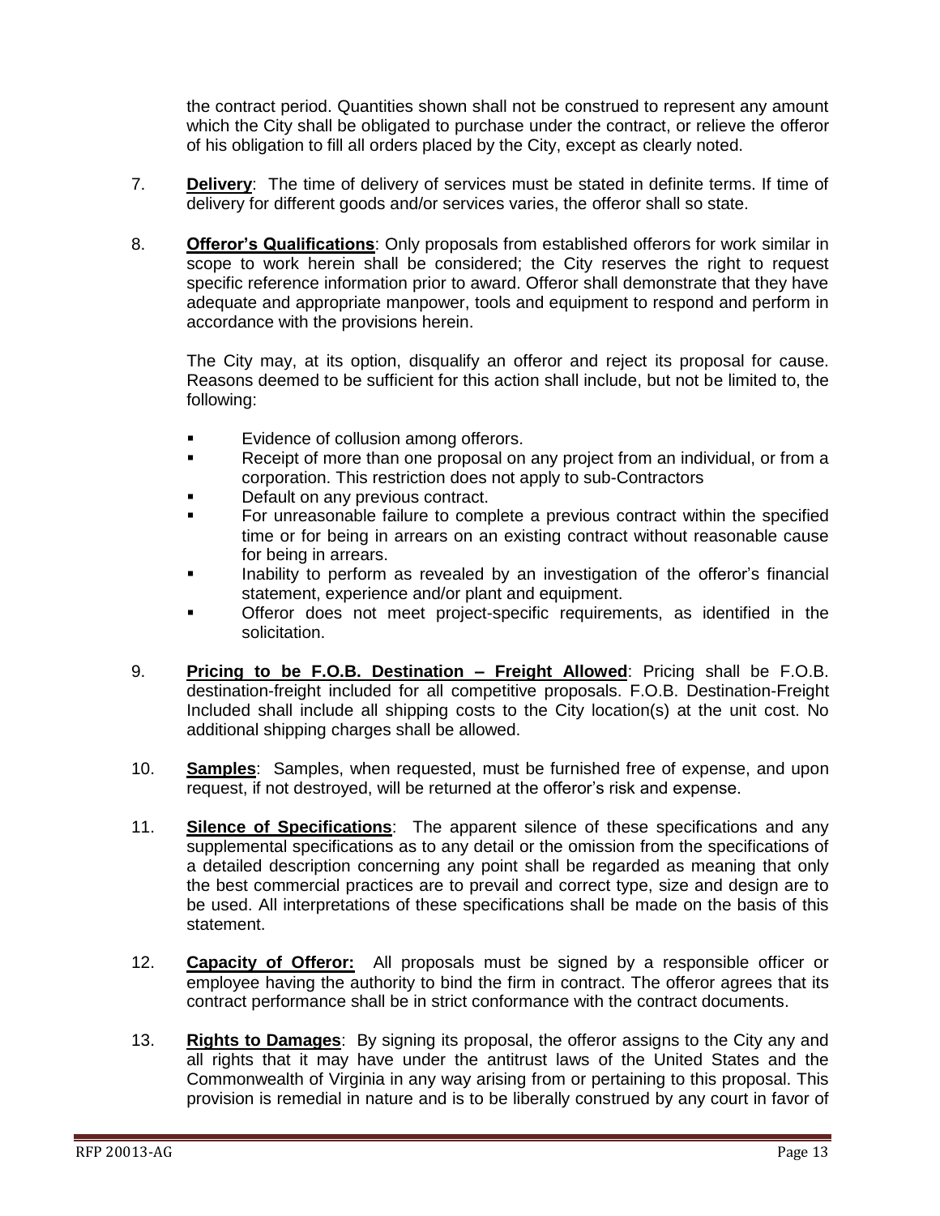the contract period. Quantities shown shall not be construed to represent any amount which the City shall be obligated to purchase under the contract, or relieve the offeror of his obligation to fill all orders placed by the City, except as clearly noted.

7. **Delivery**: The time of delivery of services must be stated in definite terms. If time of delivery for different goods and/or services varies, the offeror shall so state.

8. **Offeror's Qualifications**: Only proposals from established offerors for work similar in scope to work herein shall be considered; the City reserves the right to request specific reference information prior to award. Offeror shall demonstrate that they have adequate and appropriate manpower, tools and equipment to respond and perform in accordance with the provisions herein.

   The City may, at its option, disqualify an offeror and reject its proposal for cause. Reasons deemed to be sufficient for this action shall include, but not be limited to, the following:

   - Evidence of collusion among offerors.
   - Receipt of more than one proposal on any project from an individual, or from a corporation. This restriction does not apply to sub-Contractors
   - Default on any previous contract.
   - For unreasonable failure to complete a previous contract within the specified time or for being in arrears on an existing contract without reasonable cause for being in arrears.
   - Inability to perform as revealed by an investigation of the offeror's financial statement, experience and/or plant and equipment.
   - Offeror does not meet project-specific requirements, as identified in the solicitation.

9. **Pricing to be F.O.B. Destination – Freight Allowed**: Pricing shall be F.O.B. destination-freight included for all competitive proposals. F.O.B. Destination-Freight Included shall include all shipping costs to the City location(s) at the unit cost. No additional shipping charges shall be allowed.

10. **Samples**: Samples, when requested, must be furnished free of expense, and upon request, if not destroyed, will be returned at the offeror's risk and expense.

11. **Silence of Specifications**: The apparent silence of these specifications and any supplemental specifications as to any detail or the omission from the specifications of a detailed description concerning any point shall be regarded as meaning that only the best commercial practices are to prevail and correct type, size and design are to be used. All interpretations of these specifications shall be made on the basis of this statement.

12. **Capacity of Offeror:** All proposals must be signed by a responsible officer or employee having the authority to bind the firm in contract. The offeror agrees that its contract performance shall be in strict conformance with the contract documents.

13. **Rights to Damages**: By signing its proposal, the offeror assigns to the City any and all rights that it may have under the antitrust laws of the United States and the Commonwealth of Virginia in any way arising from or pertaining to this proposal. This provision is remedial in nature and is to be liberally construed by any court in favor of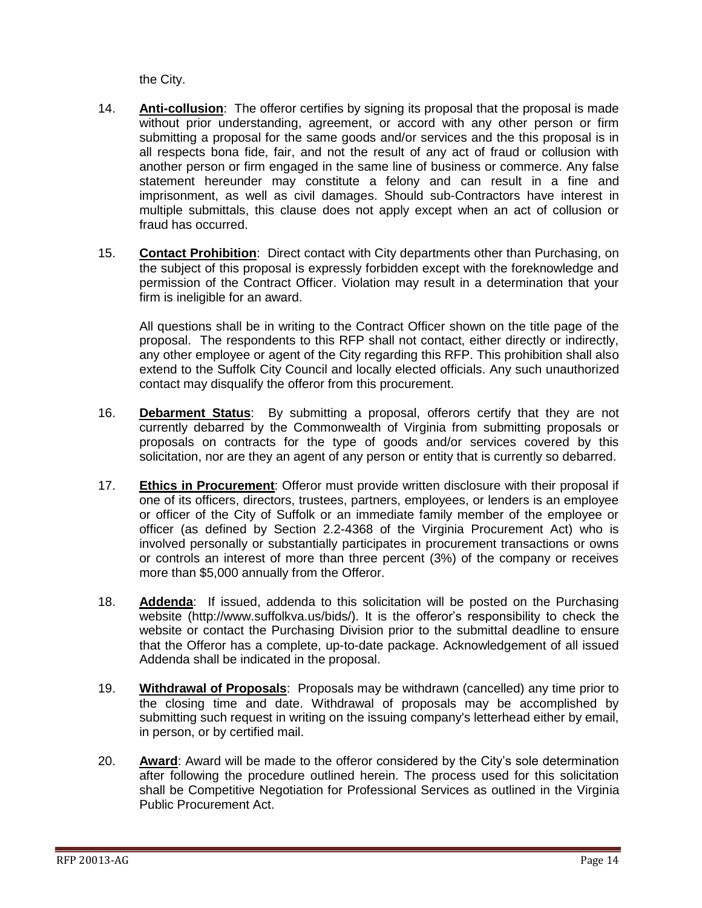the City.

14. **Anti-collusion**: The offeror certifies by signing its proposal that the proposal is made without prior understanding, agreement, or accord with any other person or firm submitting a proposal for the same goods and/or services and the this proposal is in all respects bona fide, fair, and not the result of any act of fraud or collusion with another person or firm engaged in the same line of business or commerce. Any false statement hereunder may constitute a felony and can result in a fine and imprisonment, as well as civil damages. Should sub-Contractors have interest in multiple submittals, this clause does not apply except when an act of collusion or fraud has occurred.

15. **Contact Prohibition**: Direct contact with City departments other than Purchasing, on the subject of this proposal is expressly forbidden except with the foreknowledge and permission of the Contract Officer. Violation may result in a determination that your firm is ineligible for an award.

    All questions shall be in writing to the Contract Officer shown on the title page of the proposal. The respondents to this RFP shall not contact, either directly or indirectly, any other employee or agent of the City regarding this RFP. This prohibition shall also extend to the Suffolk City Council and locally elected officials. Any such unauthorized contact may disqualify the offeror from this procurement.

16. **Debarment Status**: By submitting a proposal, offerors certify that they are not currently debarred by the Commonwealth of Virginia from submitting proposals or proposals on contracts for the type of goods and/or services covered by this solicitation, nor are they an agent of any person or entity that is currently so debarred.

17. **Ethics in Procurement**: Offeror must provide written disclosure with their proposal if one of its officers, directors, trustees, partners, employees, or lenders is an employee or officer of the City of Suffolk or an immediate family member of the employee or officer (as defined by Section 2.2-4368 of the Virginia Procurement Act) who is involved personally or substantially participates in procurement transactions or owns or controls an interest of more than three percent (3%) of the company or receives more than $5,000 annually from the Offeror.

18. **Addenda**: If issued, addenda to this solicitation will be posted on the Purchasing website (http://www.suffolkva.us/bids/). It is the offeror's responsibility to check the website or contact the Purchasing Division prior to the submittal deadline to ensure that the Offeror has a complete, up-to-date package. Acknowledgement of all issued Addenda shall be indicated in the proposal.

19. **Withdrawal of Proposals**: Proposals may be withdrawn (cancelled) any time prior to the closing time and date. Withdrawal of proposals may be accomplished by submitting such request in writing on the issuing company's letterhead either by email, in person, or by certified mail.

20. **Award**: Award will be made to the offeror considered by the City's sole determination after following the procedure outlined herein. The process used for this solicitation shall be Competitive Negotiation for Professional Services as outlined in the Virginia Public Procurement Act.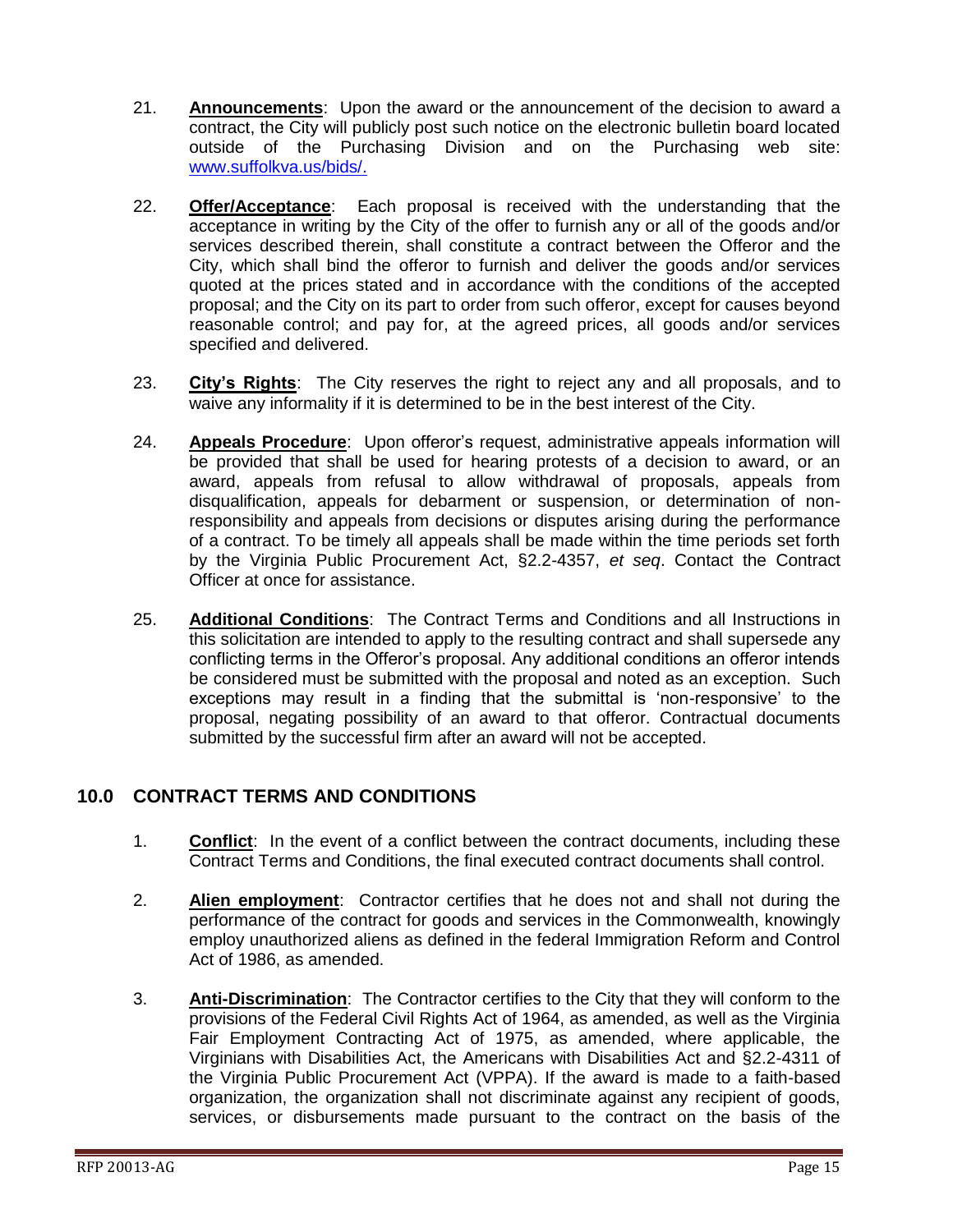21. **Announcements**: Upon the award or the announcement of the decision to award a contract, the City will publicly post such notice on the electronic bulletin board located outside of the Purchasing Division and on the Purchasing web site: www.suffolkva.us/bids/.

22. **Offer/Acceptance**: Each proposal is received with the understanding that the acceptance in writing by the City of the offer to furnish any or all of the goods and/or services described therein, shall constitute a contract between the Offeror and the City, which shall bind the offeror to furnish and deliver the goods and/or services quoted at the prices stated and in accordance with the conditions of the accepted proposal; and the City on its part to order from such offeror, except for causes beyond reasonable control; and pay for, at the agreed prices, all goods and/or services specified and delivered.

23. **City's Rights**: The City reserves the right to reject any and all proposals, and to waive any informality if it is determined to be in the best interest of the City.

24. **Appeals Procedure**: Upon offeror's request, administrative appeals information will be provided that shall be used for hearing protests of a decision to award, or an award, appeals from refusal to allow withdrawal of proposals, appeals from disqualification, appeals for debarment or suspension, or determination of non-responsibility and appeals from decisions or disputes arising during the performance of a contract. To be timely all appeals shall be made within the time periods set forth by the Virginia Public Procurement Act, §2.2-4357, *et seq*. Contact the Contract Officer at once for assistance.

25. **Additional Conditions**: The Contract Terms and Conditions and all Instructions in this solicitation are intended to apply to the resulting contract and shall supersede any conflicting terms in the Offeror's proposal. Any additional conditions an offeror intends be considered must be submitted with the proposal and noted as an exception. Such exceptions may result in a finding that the submittal is 'non-responsive' to the proposal, negating possibility of an award to that offeror. Contractual documents submitted by the successful firm after an award will not be accepted.

## 10.0 CONTRACT TERMS AND CONDITIONS

1. **Conflict**: In the event of a conflict between the contract documents, including these Contract Terms and Conditions, the final executed contract documents shall control.

2. **Alien employment**: Contractor certifies that he does not and shall not during the performance of the contract for goods and services in the Commonwealth, knowingly employ unauthorized aliens as defined in the federal Immigration Reform and Control Act of 1986, as amended.

3. **Anti-Discrimination**: The Contractor certifies to the City that they will conform to the provisions of the Federal Civil Rights Act of 1964, as amended, as well as the Virginia Fair Employment Contracting Act of 1975, as amended, where applicable, the Virginians with Disabilities Act, the Americans with Disabilities Act and §2.2-4311 of the Virginia Public Procurement Act (VPPA). If the award is made to a faith-based organization, the organization shall not discriminate against any recipient of goods, services, or disbursements made pursuant to the contract on the basis of the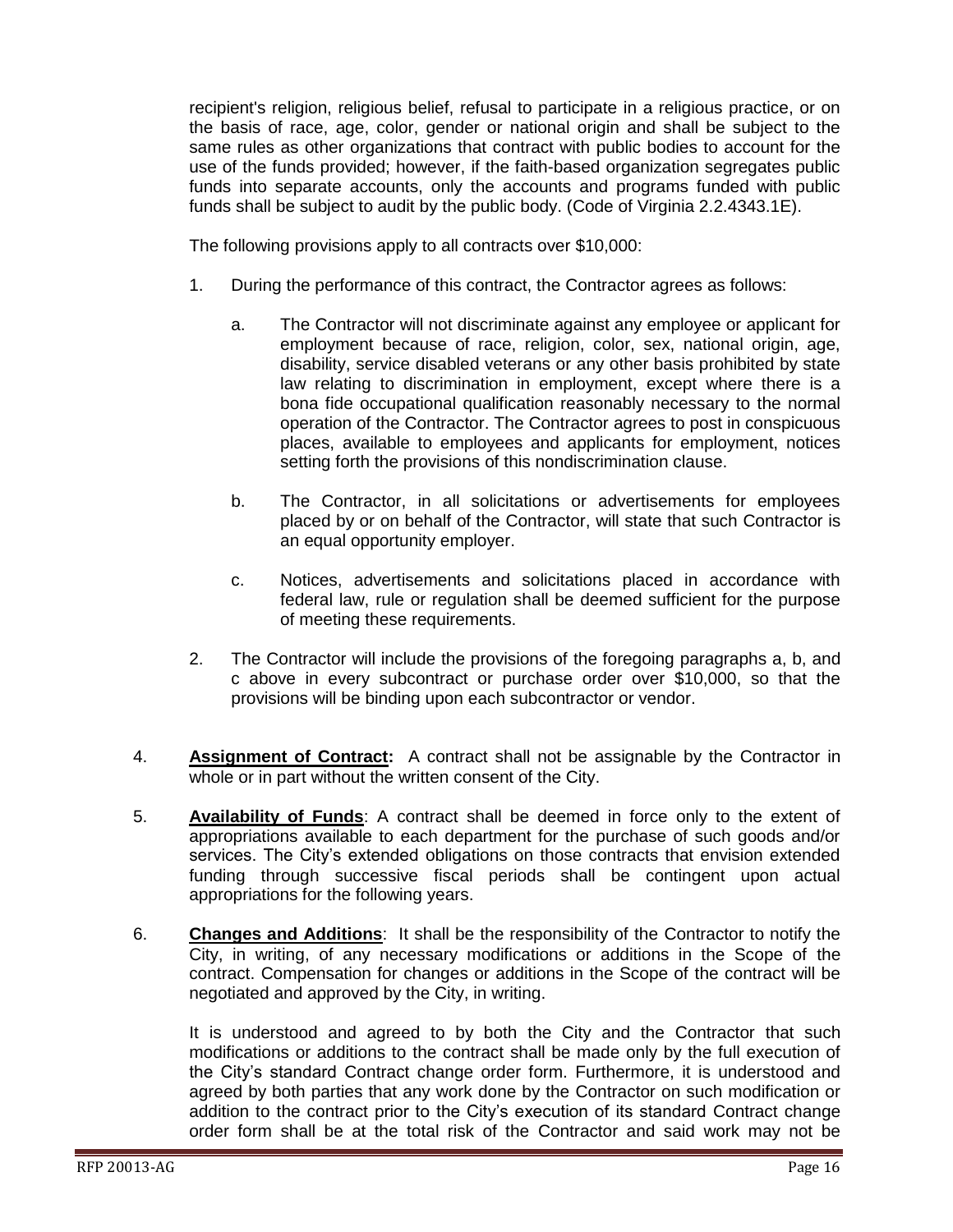recipient's religion, religious belief, refusal to participate in a religious practice, or on the basis of race, age, color, gender or national origin and shall be subject to the same rules as other organizations that contract with public bodies to account for the use of the funds provided; however, if the faith-based organization segregates public funds into separate accounts, only the accounts and programs funded with public funds shall be subject to audit by the public body. (Code of Virginia 2.2.4343.1E).

The following provisions apply to all contracts over $10,000:

1. During the performance of this contract, the Contractor agrees as follows:

   a. The Contractor will not discriminate against any employee or applicant for employment because of race, religion, color, sex, national origin, age, disability, service disabled veterans or any other basis prohibited by state law relating to discrimination in employment, except where there is a bona fide occupational qualification reasonably necessary to the normal operation of the Contractor. The Contractor agrees to post in conspicuous places, available to employees and applicants for employment, notices setting forth the provisions of this nondiscrimination clause.

   b. The Contractor, in all solicitations or advertisements for employees placed by or on behalf of the Contractor, will state that such Contractor is an equal opportunity employer.

   c. Notices, advertisements and solicitations placed in accordance with federal law, rule or regulation shall be deemed sufficient for the purpose of meeting these requirements.

2. The Contractor will include the provisions of the foregoing paragraphs a, b, and c above in every subcontract or purchase order over $10,000, so that the provisions will be binding upon each subcontractor or vendor.

4. **<u>Assignment of Contract:</u>** A contract shall not be assignable by the Contractor in whole or in part without the written consent of the City.

5. **<u>Availability of Funds</u>**: A contract shall be deemed in force only to the extent of appropriations available to each department for the purchase of such goods and/or services. The City's extended obligations on those contracts that envision extended funding through successive fiscal periods shall be contingent upon actual appropriations for the following years.

6. **<u>Changes and Additions</u>**: It shall be the responsibility of the Contractor to notify the City, in writing, of any necessary modifications or additions in the Scope of the contract. Compensation for changes or additions in the Scope of the contract will be negotiated and approved by the City, in writing.

   It is understood and agreed to by both the City and the Contractor that such modifications or additions to the contract shall be made only by the full execution of the City's standard Contract change order form. Furthermore, it is understood and agreed by both parties that any work done by the Contractor on such modification or addition to the contract prior to the City's execution of its standard Contract change order form shall be at the total risk of the Contractor and said work may not be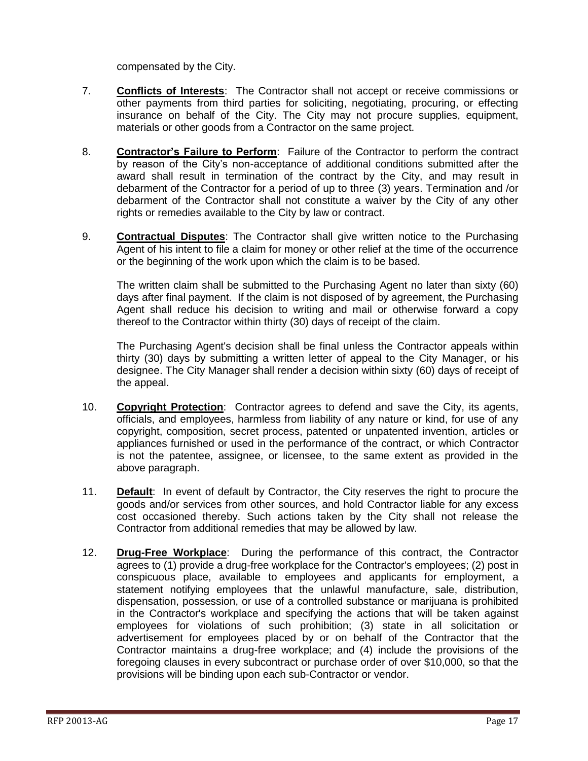compensated by the City.

7. **Conflicts of Interests**: The Contractor shall not accept or receive commissions or other payments from third parties for soliciting, negotiating, procuring, or effecting insurance on behalf of the City. The City may not procure supplies, equipment, materials or other goods from a Contractor on the same project.

8. **Contractor's Failure to Perform**: Failure of the Contractor to perform the contract by reason of the City's non-acceptance of additional conditions submitted after the award shall result in termination of the contract by the City, and may result in debarment of the Contractor for a period of up to three (3) years. Termination and /or debarment of the Contractor shall not constitute a waiver by the City of any other rights or remedies available to the City by law or contract.

9. **Contractual Disputes**: The Contractor shall give written notice to the Purchasing Agent of his intent to file a claim for money or other relief at the time of the occurrence or the beginning of the work upon which the claim is to be based.

   The written claim shall be submitted to the Purchasing Agent no later than sixty (60) days after final payment. If the claim is not disposed of by agreement, the Purchasing Agent shall reduce his decision to writing and mail or otherwise forward a copy thereof to the Contractor within thirty (30) days of receipt of the claim.

   The Purchasing Agent's decision shall be final unless the Contractor appeals within thirty (30) days by submitting a written letter of appeal to the City Manager, or his designee. The City Manager shall render a decision within sixty (60) days of receipt of the appeal.

10. **Copyright Protection**: Contractor agrees to defend and save the City, its agents, officials, and employees, harmless from liability of any nature or kind, for use of any copyright, composition, secret process, patented or unpatented invention, articles or appliances furnished or used in the performance of the contract, or which Contractor is not the patentee, assignee, or licensee, to the same extent as provided in the above paragraph.

11. **Default**: In event of default by Contractor, the City reserves the right to procure the goods and/or services from other sources, and hold Contractor liable for any excess cost occasioned thereby. Such actions taken by the City shall not release the Contractor from additional remedies that may be allowed by law.

12. **Drug-Free Workplace**: During the performance of this contract, the Contractor agrees to (1) provide a drug-free workplace for the Contractor's employees; (2) post in conspicuous place, available to employees and applicants for employment, a statement notifying employees that the unlawful manufacture, sale, distribution, dispensation, possession, or use of a controlled substance or marijuana is prohibited in the Contractor's workplace and specifying the actions that will be taken against employees for violations of such prohibition; (3) state in all solicitation or advertisement for employees placed by or on behalf of the Contractor that the Contractor maintains a drug-free workplace; and (4) include the provisions of the foregoing clauses in every subcontract or purchase order of over $10,000, so that the provisions will be binding upon each sub-Contractor or vendor.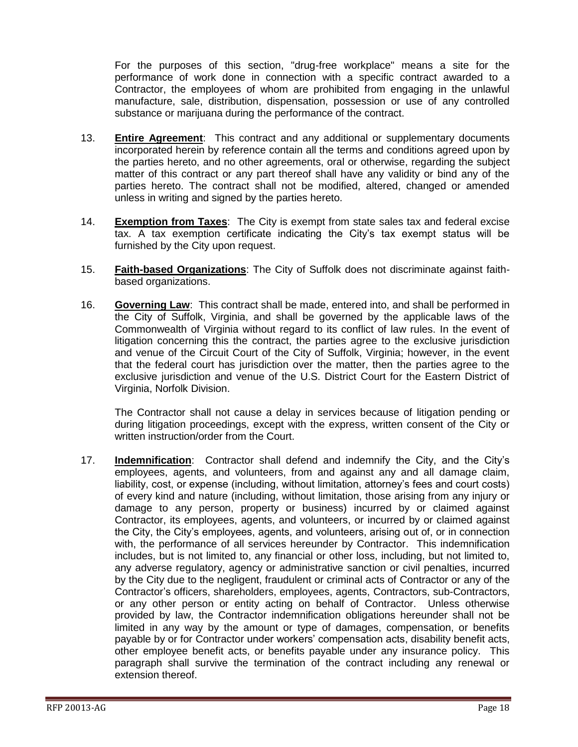For the purposes of this section, "drug-free workplace" means a site for the performance of work done in connection with a specific contract awarded to a Contractor, the employees of whom are prohibited from engaging in the unlawful manufacture, sale, distribution, dispensation, possession or use of any controlled substance or marijuana during the performance of the contract.

13. **Entire Agreement**: This contract and any additional or supplementary documents incorporated herein by reference contain all the terms and conditions agreed upon by the parties hereto, and no other agreements, oral or otherwise, regarding the subject matter of this contract or any part thereof shall have any validity or bind any of the parties hereto. The contract shall not be modified, altered, changed or amended unless in writing and signed by the parties hereto.

14. **Exemption from Taxes**: The City is exempt from state sales tax and federal excise tax. A tax exemption certificate indicating the City's tax exempt status will be furnished by the City upon request.

15. **Faith-based Organizations**: The City of Suffolk does not discriminate against faith-based organizations.

16. **Governing Law**: This contract shall be made, entered into, and shall be performed in the City of Suffolk, Virginia, and shall be governed by the applicable laws of the Commonwealth of Virginia without regard to its conflict of law rules. In the event of litigation concerning this the contract, the parties agree to the exclusive jurisdiction and venue of the Circuit Court of the City of Suffolk, Virginia; however, in the event that the federal court has jurisdiction over the matter, then the parties agree to the exclusive jurisdiction and venue of the U.S. District Court for the Eastern District of Virginia, Norfolk Division.

    The Contractor shall not cause a delay in services because of litigation pending or during litigation proceedings, except with the express, written consent of the City or written instruction/order from the Court.

17. **Indemnification**: Contractor shall defend and indemnify the City, and the City's employees, agents, and volunteers, from and against any and all damage claim, liability, cost, or expense (including, without limitation, attorney's fees and court costs) of every kind and nature (including, without limitation, those arising from any injury or damage to any person, property or business) incurred by or claimed against Contractor, its employees, agents, and volunteers, or incurred by or claimed against the City, the City's employees, agents, and volunteers, arising out of, or in connection with, the performance of all services hereunder by Contractor. This indemnification includes, but is not limited to, any financial or other loss, including, but not limited to, any adverse regulatory, agency or administrative sanction or civil penalties, incurred by the City due to the negligent, fraudulent or criminal acts of Contractor or any of the Contractor's officers, shareholders, employees, agents, Contractors, sub-Contractors, or any other person or entity acting on behalf of Contractor. Unless otherwise provided by law, the Contractor indemnification obligations hereunder shall not be limited in any way by the amount or type of damages, compensation, or benefits payable by or for Contractor under workers' compensation acts, disability benefit acts, other employee benefit acts, or benefits payable under any insurance policy. This paragraph shall survive the termination of the contract including any renewal or extension thereof.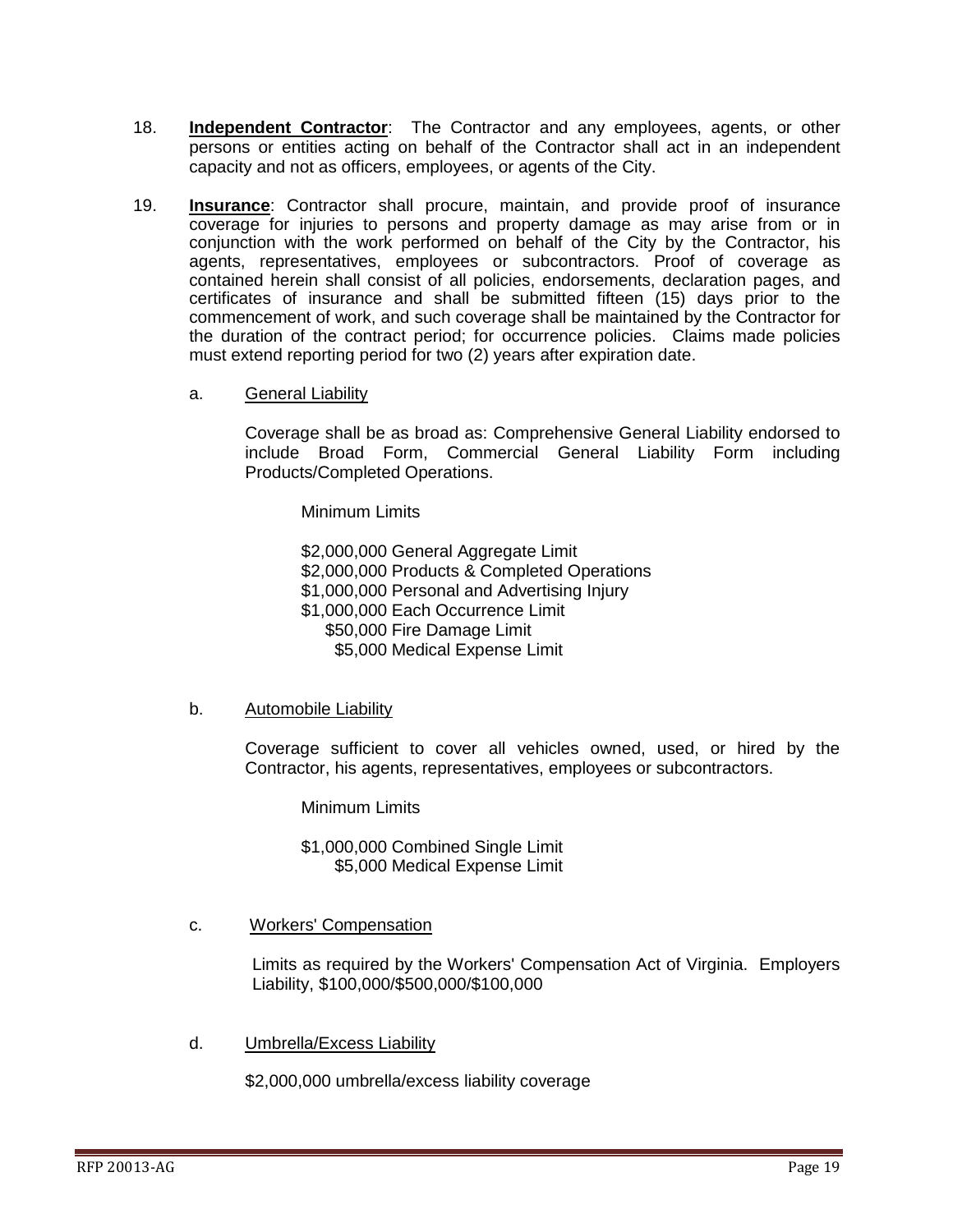18. **Independent Contractor**: The Contractor and any employees, agents, or other persons or entities acting on behalf of the Contractor shall act in an independent capacity and not as officers, employees, or agents of the City.

19. **Insurance**: Contractor shall procure, maintain, and provide proof of insurance coverage for injuries to persons and property damage as may arise from or in conjunction with the work performed on behalf of the City by the Contractor, his agents, representatives, employees or subcontractors. Proof of coverage as contained herein shall consist of all policies, endorsements, declaration pages, and certificates of insurance and shall be submitted fifteen (15) days prior to the commencement of work, and such coverage shall be maintained by the Contractor for the duration of the contract period; for occurrence policies. Claims made policies must extend reporting period for two (2) years after expiration date.

    a. General Liability

       Coverage shall be as broad as: Comprehensive General Liability endorsed to include Broad Form, Commercial General Liability Form including Products/Completed Operations.

       Minimum Limits

       $2,000,000 General Aggregate Limit
       $2,000,000 Products & Completed Operations
       $1,000,000 Personal and Advertising Injury
       $1,000,000 Each Occurrence Limit
       $50,000 Fire Damage Limit
       $5,000 Medical Expense Limit

    b. Automobile Liability

       Coverage sufficient to cover all vehicles owned, used, or hired by the Contractor, his agents, representatives, employees or subcontractors.

       Minimum Limits

       $1,000,000 Combined Single Limit
       $5,000 Medical Expense Limit

    c. Workers' Compensation

       Limits as required by the Workers' Compensation Act of Virginia. Employers Liability, $100,000/$500,000/$100,000

    d. Umbrella/Excess Liability

       $2,000,000 umbrella/excess liability coverage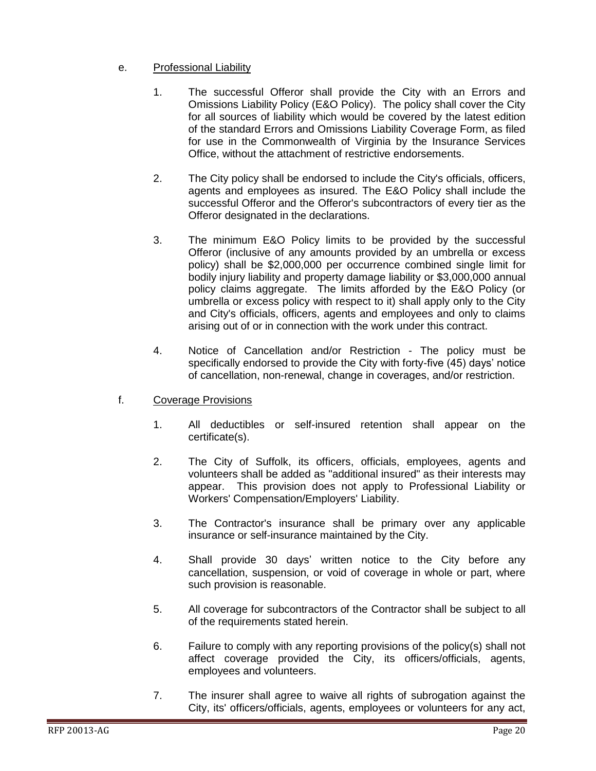e. Professional Liability

1. The successful Offeror shall provide the City with an Errors and Omissions Liability Policy (E&O Policy). The policy shall cover the City for all sources of liability which would be covered by the latest edition of the standard Errors and Omissions Liability Coverage Form, as filed for use in the Commonwealth of Virginia by the Insurance Services Office, without the attachment of restrictive endorsements.

2. The City policy shall be endorsed to include the City's officials, officers, agents and employees as insured. The E&O Policy shall include the successful Offeror and the Offeror's subcontractors of every tier as the Offeror designated in the declarations.

3. The minimum E&O Policy limits to be provided by the successful Offeror (inclusive of any amounts provided by an umbrella or excess policy) shall be $2,000,000 per occurrence combined single limit for bodily injury liability and property damage liability or $3,000,000 annual policy claims aggregate. The limits afforded by the E&O Policy (or umbrella or excess policy with respect to it) shall apply only to the City and City's officials, officers, agents and employees and only to claims arising out of or in connection with the work under this contract.

4. Notice of Cancellation and/or Restriction - The policy must be specifically endorsed to provide the City with forty-five (45) days' notice of cancellation, non-renewal, change in coverages, and/or restriction.

f. Coverage Provisions

1. All deductibles or self-insured retention shall appear on the certificate(s).

2. The City of Suffolk, its officers, officials, employees, agents and volunteers shall be added as "additional insured" as their interests may appear. This provision does not apply to Professional Liability or Workers' Compensation/Employers' Liability.

3. The Contractor's insurance shall be primary over any applicable insurance or self-insurance maintained by the City.

4. Shall provide 30 days' written notice to the City before any cancellation, suspension, or void of coverage in whole or part, where such provision is reasonable.

5. All coverage for subcontractors of the Contractor shall be subject to all of the requirements stated herein.

6. Failure to comply with any reporting provisions of the policy(s) shall not affect coverage provided the City, its officers/officials, agents, employees and volunteers.

7. The insurer shall agree to waive all rights of subrogation against the City, its' officers/officials, agents, employees or volunteers for any act,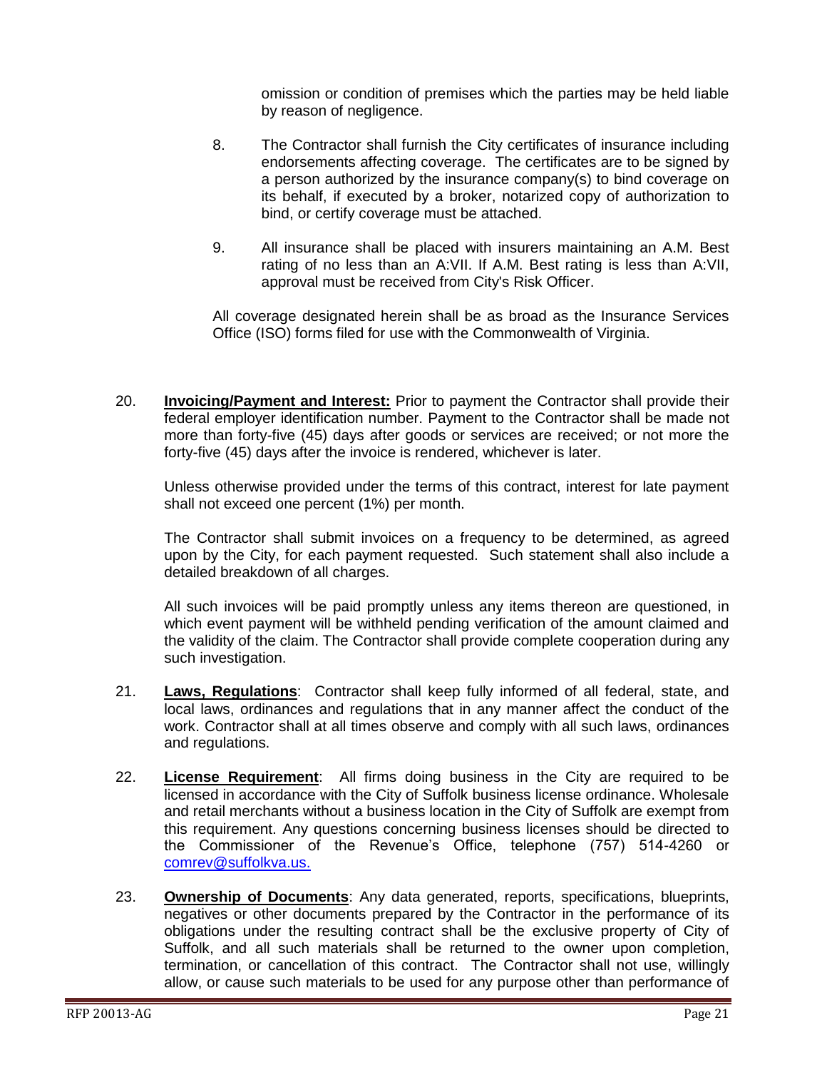omission or condition of premises which the parties may be held liable by reason of negligence.

8. The Contractor shall furnish the City certificates of insurance including endorsements affecting coverage. The certificates are to be signed by a person authorized by the insurance company(s) to bind coverage on its behalf, if executed by a broker, notarized copy of authorization to bind, or certify coverage must be attached.

9. All insurance shall be placed with insurers maintaining an A.M. Best rating of no less than an A:VII. If A.M. Best rating is less than A:VII, approval must be received from City's Risk Officer.

All coverage designated herein shall be as broad as the Insurance Services Office (ISO) forms filed for use with the Commonwealth of Virginia.

20. **Invoicing/Payment and Interest:** Prior to payment the Contractor shall provide their federal employer identification number. Payment to the Contractor shall be made not more than forty-five (45) days after goods or services are received; or not more the forty-five (45) days after the invoice is rendered, whichever is later.

    Unless otherwise provided under the terms of this contract, interest for late payment shall not exceed one percent (1%) per month.

    The Contractor shall submit invoices on a frequency to be determined, as agreed upon by the City, for each payment requested. Such statement shall also include a detailed breakdown of all charges.

    All such invoices will be paid promptly unless any items thereon are questioned, in which event payment will be withheld pending verification of the amount claimed and the validity of the claim. The Contractor shall provide complete cooperation during any such investigation.

21. **Laws, Regulations**: Contractor shall keep fully informed of all federal, state, and local laws, ordinances and regulations that in any manner affect the conduct of the work. Contractor shall at all times observe and comply with all such laws, ordinances and regulations.

22. **License Requirement**: All firms doing business in the City are required to be licensed in accordance with the City of Suffolk business license ordinance. Wholesale and retail merchants without a business location in the City of Suffolk are exempt from this requirement. Any questions concerning business licenses should be directed to the Commissioner of the Revenue's Office, telephone (757) 514-4260 or comrev@suffolkva.us.

23. **Ownership of Documents**: Any data generated, reports, specifications, blueprints, negatives or other documents prepared by the Contractor in the performance of its obligations under the resulting contract shall be the exclusive property of City of Suffolk, and all such materials shall be returned to the owner upon completion, termination, or cancellation of this contract. The Contractor shall not use, willingly allow, or cause such materials to be used for any purpose other than performance of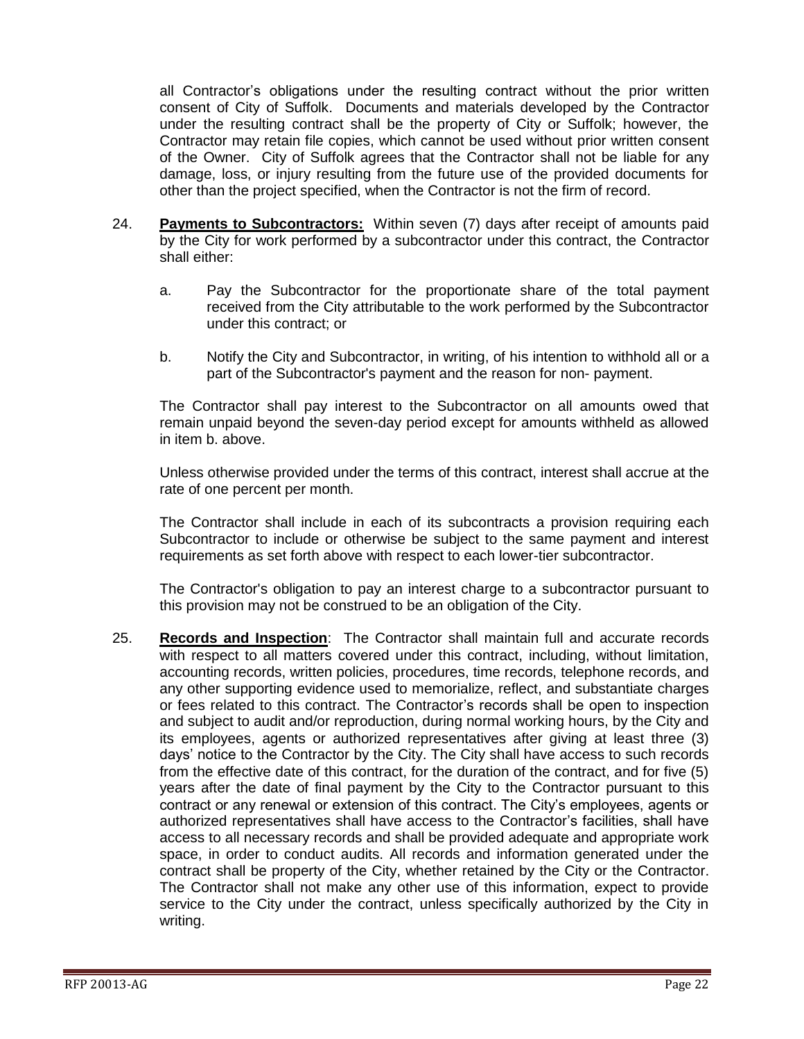all Contractor's obligations under the resulting contract without the prior written consent of City of Suffolk. Documents and materials developed by the Contractor under the resulting contract shall be the property of City or Suffolk; however, the Contractor may retain file copies, which cannot be used without prior written consent of the Owner. City of Suffolk agrees that the Contractor shall not be liable for any damage, loss, or injury resulting from the future use of the provided documents for other than the project specified, when the Contractor is not the firm of record.

24. **Payments to Subcontractors:** Within seven (7) days after receipt of amounts paid by the City for work performed by a subcontractor under this contract, the Contractor shall either:

    a. Pay the Subcontractor for the proportionate share of the total payment received from the City attributable to the work performed by the Subcontractor under this contract; or

    b. Notify the City and Subcontractor, in writing, of his intention to withhold all or a part of the Subcontractor's payment and the reason for non- payment.

    The Contractor shall pay interest to the Subcontractor on all amounts owed that remain unpaid beyond the seven-day period except for amounts withheld as allowed in item b. above.

    Unless otherwise provided under the terms of this contract, interest shall accrue at the rate of one percent per month.

    The Contractor shall include in each of its subcontracts a provision requiring each Subcontractor to include or otherwise be subject to the same payment and interest requirements as set forth above with respect to each lower-tier subcontractor.

    The Contractor's obligation to pay an interest charge to a subcontractor pursuant to this provision may not be construed to be an obligation of the City.

25. **Records and Inspection**: The Contractor shall maintain full and accurate records with respect to all matters covered under this contract, including, without limitation, accounting records, written policies, procedures, time records, telephone records, and any other supporting evidence used to memorialize, reflect, and substantiate charges or fees related to this contract. The Contractor's records shall be open to inspection and subject to audit and/or reproduction, during normal working hours, by the City and its employees, agents or authorized representatives after giving at least three (3) days' notice to the Contractor by the City. The City shall have access to such records from the effective date of this contract, for the duration of the contract, and for five (5) years after the date of final payment by the City to the Contractor pursuant to this contract or any renewal or extension of this contract. The City's employees, agents or authorized representatives shall have access to the Contractor's facilities, shall have access to all necessary records and shall be provided adequate and appropriate work space, in order to conduct audits. All records and information generated under the contract shall be property of the City, whether retained by the City or the Contractor. The Contractor shall not make any other use of this information, expect to provide service to the City under the contract, unless specifically authorized by the City in writing.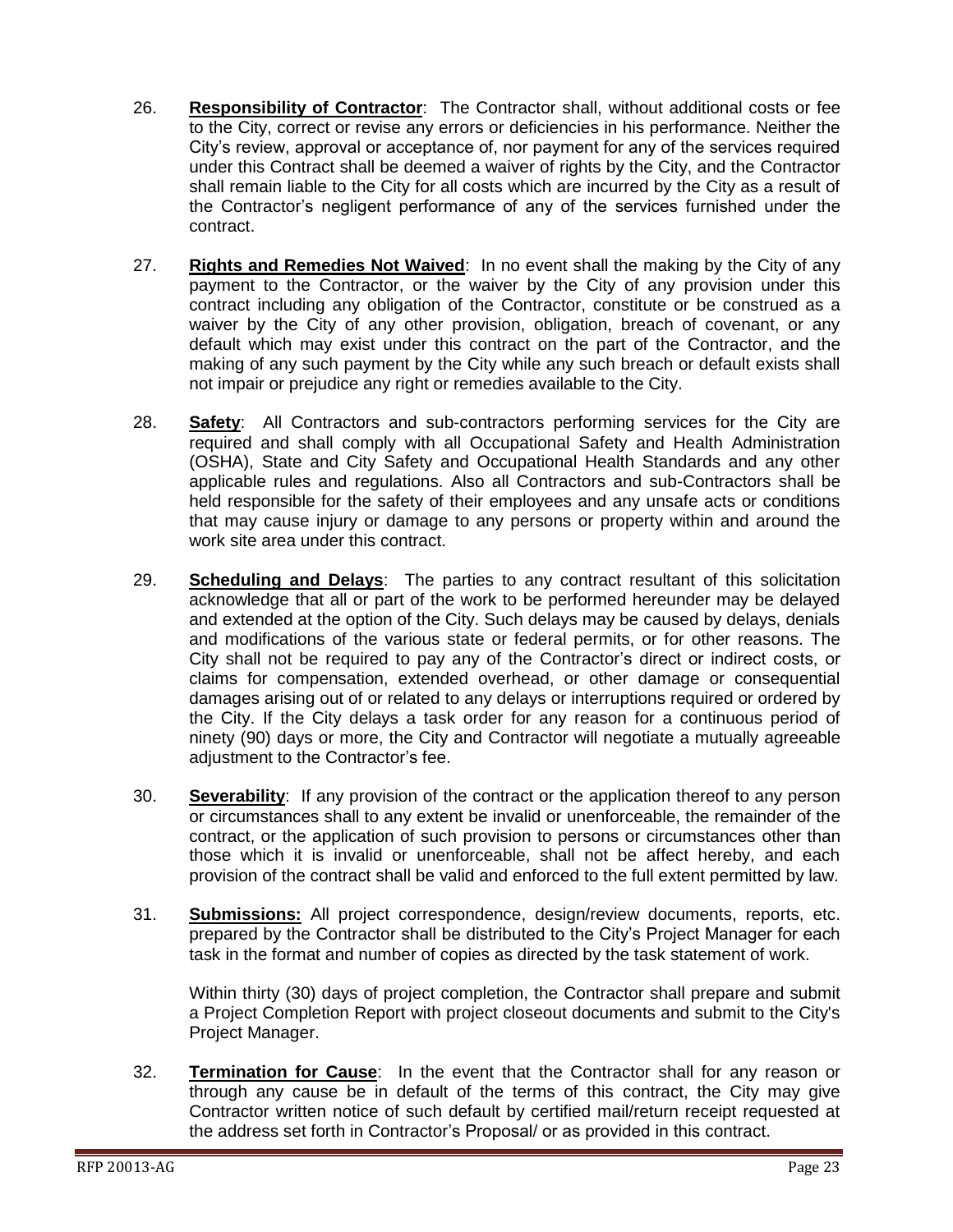26. **Responsibility of Contractor**: The Contractor shall, without additional costs or fee to the City, correct or revise any errors or deficiencies in his performance. Neither the City's review, approval or acceptance of, nor payment for any of the services required under this Contract shall be deemed a waiver of rights by the City, and the Contractor shall remain liable to the City for all costs which are incurred by the City as a result of the Contractor's negligent performance of any of the services furnished under the contract.

27. **Rights and Remedies Not Waived**: In no event shall the making by the City of any payment to the Contractor, or the waiver by the City of any provision under this contract including any obligation of the Contractor, constitute or be construed as a waiver by the City of any other provision, obligation, breach of covenant, or any default which may exist under this contract on the part of the Contractor, and the making of any such payment by the City while any such breach or default exists shall not impair or prejudice any right or remedies available to the City.

28. **Safety**: All Contractors and sub-contractors performing services for the City are required and shall comply with all Occupational Safety and Health Administration (OSHA), State and City Safety and Occupational Health Standards and any other applicable rules and regulations. Also all Contractors and sub-Contractors shall be held responsible for the safety of their employees and any unsafe acts or conditions that may cause injury or damage to any persons or property within and around the work site area under this contract.

29. **Scheduling and Delays**: The parties to any contract resultant of this solicitation acknowledge that all or part of the work to be performed hereunder may be delayed and extended at the option of the City. Such delays may be caused by delays, denials and modifications of the various state or federal permits, or for other reasons. The City shall not be required to pay any of the Contractor's direct or indirect costs, or claims for compensation, extended overhead, or other damage or consequential damages arising out of or related to any delays or interruptions required or ordered by the City. If the City delays a task order for any reason for a continuous period of ninety (90) days or more, the City and Contractor will negotiate a mutually agreeable adjustment to the Contractor's fee.

30. **Severability**: If any provision of the contract or the application thereof to any person or circumstances shall to any extent be invalid or unenforceable, the remainder of the contract, or the application of such provision to persons or circumstances other than those which it is invalid or unenforceable, shall not be affect hereby, and each provision of the contract shall be valid and enforced to the full extent permitted by law.

31. **Submissions:** All project correspondence, design/review documents, reports, etc. prepared by the Contractor shall be distributed to the City's Project Manager for each task in the format and number of copies as directed by the task statement of work.

    Within thirty (30) days of project completion, the Contractor shall prepare and submit a Project Completion Report with project closeout documents and submit to the City's Project Manager.

32. **Termination for Cause**: In the event that the Contractor shall for any reason or through any cause be in default of the terms of this contract, the City may give Contractor written notice of such default by certified mail/return receipt requested at the address set forth in Contractor's Proposal/ or as provided in this contract.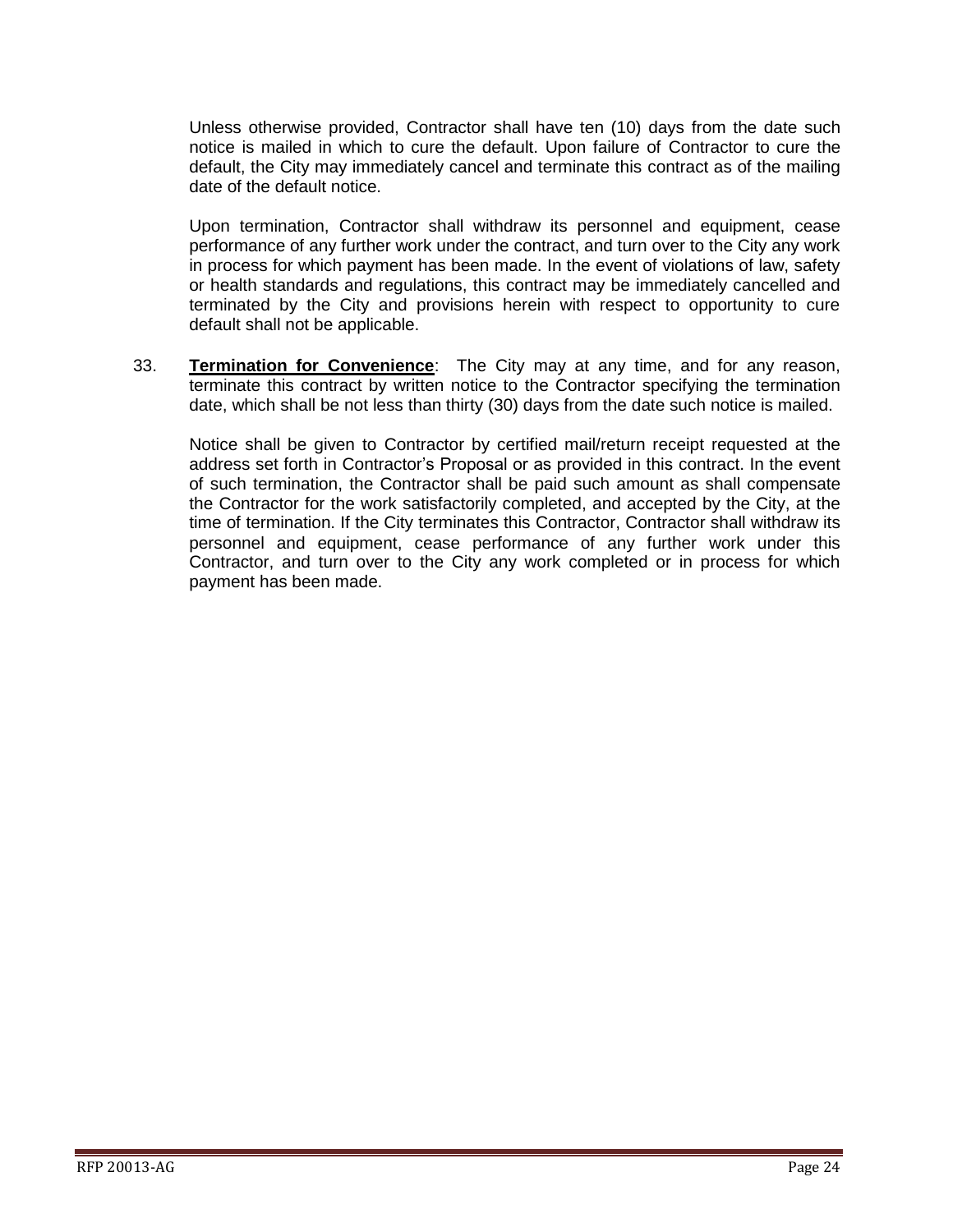Unless otherwise provided, Contractor shall have ten (10) days from the date such notice is mailed in which to cure the default. Upon failure of Contractor to cure the default, the City may immediately cancel and terminate this contract as of the mailing date of the default notice.

Upon termination, Contractor shall withdraw its personnel and equipment, cease performance of any further work under the contract, and turn over to the City any work in process for which payment has been made. In the event of violations of law, safety or health standards and regulations, this contract may be immediately cancelled and terminated by the City and provisions herein with respect to opportunity to cure default shall not be applicable.

33. **Termination for Convenience**: The City may at any time, and for any reason, terminate this contract by written notice to the Contractor specifying the termination date, which shall be not less than thirty (30) days from the date such notice is mailed.

    Notice shall be given to Contractor by certified mail/return receipt requested at the address set forth in Contractor's Proposal or as provided in this contract. In the event of such termination, the Contractor shall be paid such amount as shall compensate the Contractor for the work satisfactorily completed, and accepted by the City, at the time of termination. If the City terminates this Contractor, Contractor shall withdraw its personnel and equipment, cease performance of any further work under this Contractor, and turn over to the City any work completed or in process for which payment has been made.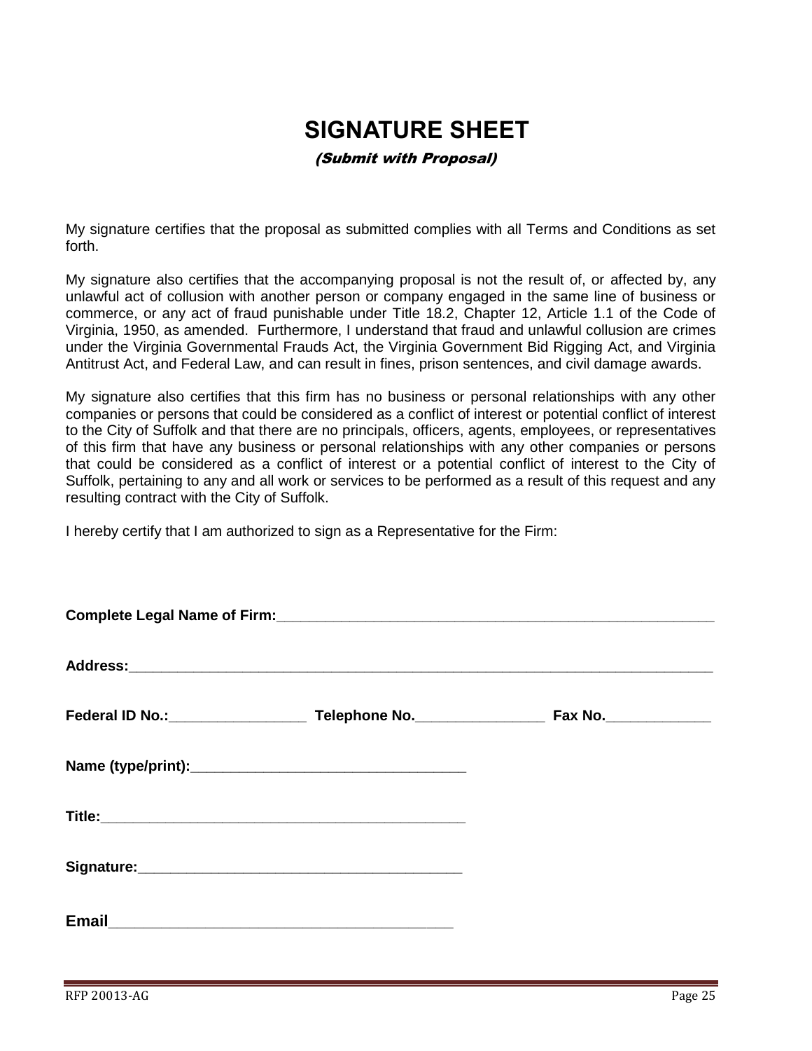# SIGNATURE SHEET

*(Submit with Proposal)*

My signature certifies that the proposal as submitted complies with all Terms and Conditions as set forth.

My signature also certifies that the accompanying proposal is not the result of, or affected by, any unlawful act of collusion with another person or company engaged in the same line of business or commerce, or any act of fraud punishable under Title 18.2, Chapter 12, Article 1.1 of the Code of Virginia, 1950, as amended. Furthermore, I understand that fraud and unlawful collusion are crimes under the Virginia Governmental Frauds Act, the Virginia Government Bid Rigging Act, and Virginia Antitrust Act, and Federal Law, and can result in fines, prison sentences, and civil damage awards.

My signature also certifies that this firm has no business or personal relationships with any other companies or persons that could be considered as a conflict of interest or potential conflict of interest to the City of Suffolk and that there are no principals, officers, agents, employees, or representatives of this firm that have any business or personal relationships with any other companies or persons that could be considered as a conflict of interest or a potential conflict of interest to the City of Suffolk, pertaining to any and all work or services to be performed as a result of this request and any resulting contract with the City of Suffolk.

I hereby certify that I am authorized to sign as a Representative for the Firm:

**Complete Legal Name of Firm:**______________________________________________________

**Address:**_____________________________________________________________________

**Federal ID No.:**________________ **Telephone No.**_______________ **Fax No.**____________

**Name (type/print):**_________________________________

**Title:**_____________________________________________

**Signature:**________________________________________

**Email**_______________________________________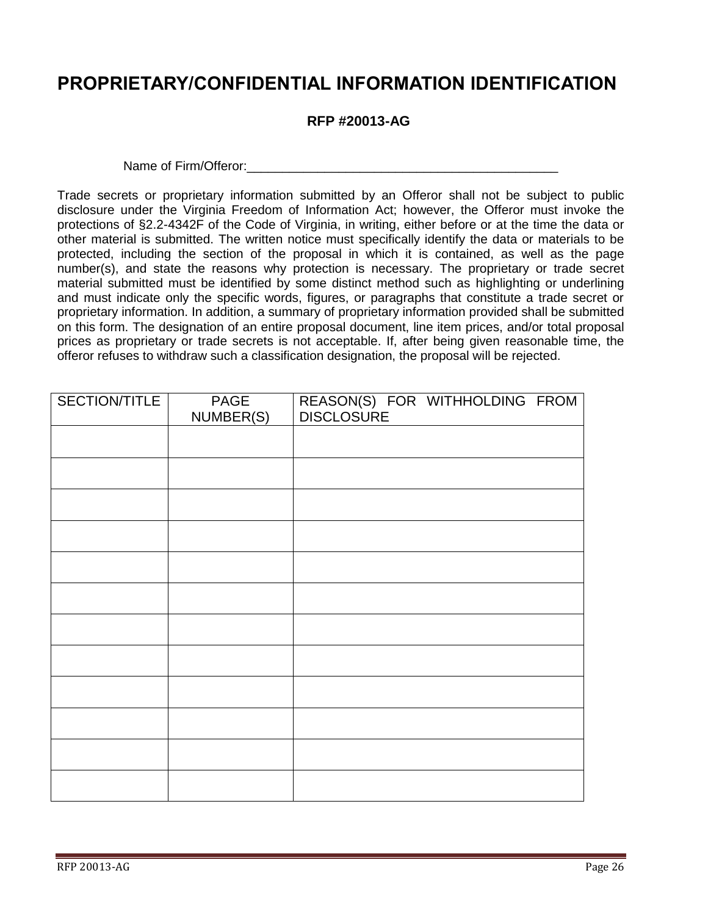# PROPRIETARY/CONFIDENTIAL INFORMATION IDENTIFICATION

**RFP #20013-AG**

Name of Firm/Offeror:_____________________________________________

Trade secrets or proprietary information submitted by an Offeror shall not be subject to public disclosure under the Virginia Freedom of Information Act; however, the Offeror must invoke the protections of §2.2-4342F of the Code of Virginia, in writing, either before or at the time the data or other material is submitted. The written notice must specifically identify the data or materials to be protected, including the section of the proposal in which it is contained, as well as the page number(s), and state the reasons why protection is necessary. The proprietary or trade secret material submitted must be identified by some distinct method such as highlighting or underlining and must indicate only the specific words, figures, or paragraphs that constitute a trade secret or proprietary information. In addition, a summary of proprietary information provided shall be submitted on this form. The designation of an entire proposal document, line item prices, and/or total proposal prices as proprietary or trade secrets is not acceptable. If, after being given reasonable time, the offeror refuses to withdraw such a classification designation, the proposal will be rejected.

| SECTION/TITLE | PAGE NUMBER(S) | REASON(S) FOR WITHHOLDING FROM DISCLOSURE |
|---|---|---|
| | | |
| | | |
| | | |
| | | |
| | | |
| | | |
| | | |
| | | |
| | | |
| | | |
| | | |
| | | |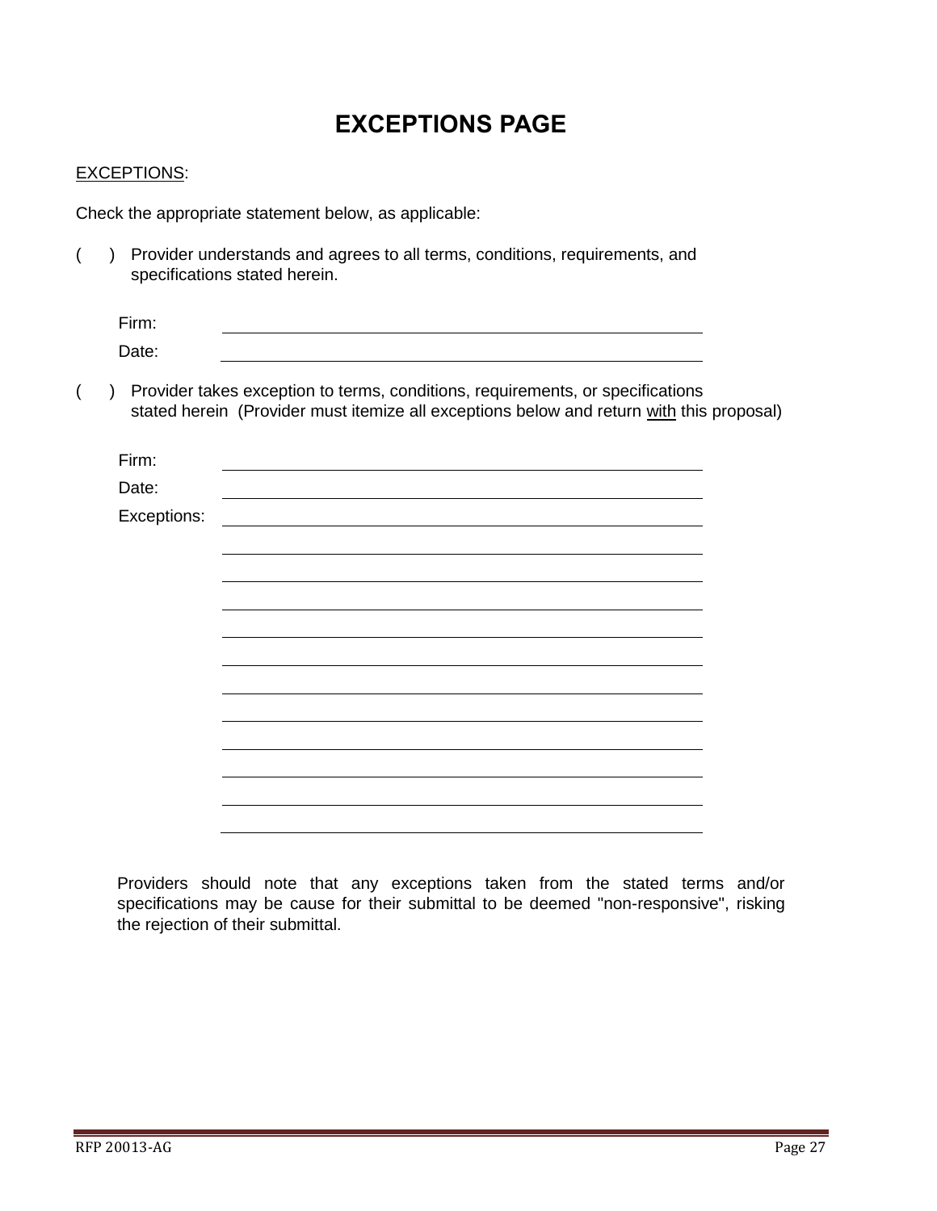# EXCEPTIONS PAGE

<u>EXCEPTIONS</u>:

Check the appropriate statement below, as applicable:

( ) Provider understands and agrees to all terms, conditions, requirements, and specifications stated herein.

Firm: ____________________________________________

Date: ____________________________________________

( ) Provider takes exception to terms, conditions, requirements, or specifications stated herein (Provider must itemize all exceptions below and return <u>with</u> this proposal)

Firm: ____________________________________________

Date: ____________________________________________

Exceptions: ____________________________________________

____________________________________________

____________________________________________

____________________________________________

____________________________________________

____________________________________________

____________________________________________

____________________________________________

____________________________________________

____________________________________________

____________________________________________

____________________________________________

Providers should note that any exceptions taken from the stated terms and/or specifications may be cause for their submittal to be deemed "non-responsive", risking the rejection of their submittal.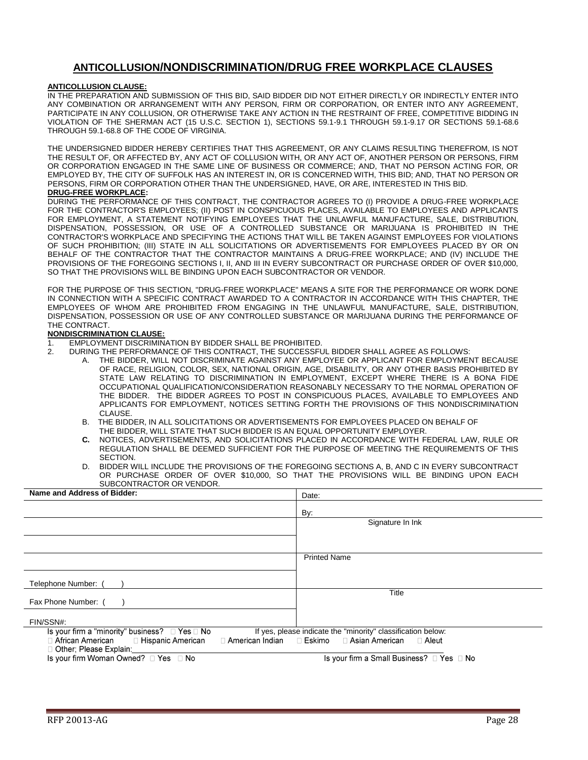# ANTICOLLUSION/NONDISCRIMINATION/DRUG FREE WORKPLACE CLAUSES

**ANTICOLLUSION CLAUSE:**

IN THE PREPARATION AND SUBMISSION OF THIS BID, SAID BIDDER DID NOT EITHER DIRECTLY OR INDIRECTLY ENTER INTO ANY COMBINATION OR ARRANGEMENT WITH ANY PERSON, FIRM OR CORPORATION, OR ENTER INTO ANY AGREEMENT, PARTICIPATE IN ANY COLLUSION, OR OTHERWISE TAKE ANY ACTION IN THE RESTRAINT OF FREE, COMPETITIVE BIDDING IN VIOLATION OF THE SHERMAN ACT (15 U.S.C. SECTION 1), SECTIONS 59.1-9.1 THROUGH 59.1-9.17 OR SECTIONS 59.1-68.6 THROUGH 59.1-68.8 OF THE CODE OF VIRGINIA.

THE UNDERSIGNED BIDDER HEREBY CERTIFIES THAT THIS AGREEMENT, OR ANY CLAIMS RESULTING THEREFROM, IS NOT THE RESULT OF, OR AFFECTED BY, ANY ACT OF COLLUSION WITH, OR ANY ACT OF, ANOTHER PERSON OR PERSONS, FIRM OR CORPORATION ENGAGED IN THE SAME LINE OF BUSINESS OR COMMERCE; AND, THAT NO PERSON ACTING FOR, OR EMPLOYED BY, THE CITY OF SUFFOLK HAS AN INTEREST IN, OR IS CONCERNED WITH, THIS BID; AND, THAT NO PERSON OR PERSONS, FIRM OR CORPORATION OTHER THAN THE UNDERSIGNED, HAVE, OR ARE, INTERESTED IN THIS BID.

**DRUG-FREE WORKPLACE:**

DURING THE PERFORMANCE OF THIS CONTRACT, THE CONTRACTOR AGREES TO (I) PROVIDE A DRUG-FREE WORKPLACE FOR THE CONTRACTOR'S EMPLOYEES; (II) POST IN CONSPICUOUS PLACES, AVAILABLE TO EMPLOYEES AND APPLICANTS FOR EMPLOYMENT, A STATEMENT NOTIFYING EMPLOYEES THAT THE UNLAWFUL MANUFACTURE, SALE, DISTRIBUTION, DISPENSATION, POSSESSION, OR USE OF A CONTROLLED SUBSTANCE OR MARIJUANA IS PROHIBITED IN THE CONTRACTOR'S WORKPLACE AND SPECIFYING THE ACTIONS THAT WILL BE TAKEN AGAINST EMPLOYEES FOR VIOLATIONS OF SUCH PROHIBITION; (III) STATE IN ALL SOLICITATIONS OR ADVERTISEMENTS FOR EMPLOYEES PLACED BY OR ON BEHALF OF THE CONTRACTOR THAT THE CONTRACTOR MAINTAINS A DRUG-FREE WORKPLACE; AND (IV) INCLUDE THE PROVISIONS OF THE FOREGOING SECTIONS I, II, AND III IN EVERY SUBCONTRACT OR PURCHASE ORDER OF OVER $10,000, SO THAT THE PROVISIONS WILL BE BINDING UPON EACH SUBCONTRACTOR OR VENDOR.

FOR THE PURPOSE OF THIS SECTION, "DRUG-FREE WORKPLACE" MEANS A SITE FOR THE PERFORMANCE OR WORK DONE IN CONNECTION WITH A SPECIFIC CONTRACT AWARDED TO A CONTRACTOR IN ACCORDANCE WITH THIS CHAPTER, THE EMPLOYEES OF WHOM ARE PROHIBITED FROM ENGAGING IN THE UNLAWFUL MANUFACTURE, SALE, DISTRIBUTION, DISPENSATION, POSSESSION OR USE OF ANY CONTROLLED SUBSTANCE OR MARIJUANA DURING THE PERFORMANCE OF THE CONTRACT.

**NONDISCRIMINATION CLAUSE:**

1. EMPLOYMENT DISCRIMINATION BY BIDDER SHALL BE PROHIBITED.
2. DURING THE PERFORMANCE OF THIS CONTRACT, THE SUCCESSFUL BIDDER SHALL AGREE AS FOLLOWS:
   - A. THE BIDDER, WILL NOT DISCRIMINATE AGAINST ANY EMPLOYEE OR APPLICANT FOR EMPLOYMENT BECAUSE OF RACE, RELIGION, COLOR, SEX, NATIONAL ORIGIN, AGE, DISABILITY, OR ANY OTHER BASIS PROHIBITED BY STATE LAW RELATING TO DISCRIMINATION IN EMPLOYMENT, EXCEPT WHERE THERE IS A BONA FIDE OCCUPATIONAL QUALIFICATION/CONSIDERATION REASONABLY NECESSARY TO THE NORMAL OPERATION OF THE BIDDER. THE BIDDER AGREES TO POST IN CONSPICUOUS PLACES, AVAILABLE TO EMPLOYEES AND APPLICANTS FOR EMPLOYMENT, NOTICES SETTING FORTH THE PROVISIONS OF THIS NONDISCRIMINATION CLAUSE.
   - B. THE BIDDER, IN ALL SOLICITATIONS OR ADVERTISEMENTS FOR EMPLOYEES PLACED ON BEHALF OF THE BIDDER, WILL STATE THAT SUCH BIDDER IS AN EQUAL OPPORTUNITY EMPLOYER.
   - **C.** NOTICES, ADVERTISEMENTS, AND SOLICITATIONS PLACED IN ACCORDANCE WITH FEDERAL LAW, RULE OR REGULATION SHALL BE DEEMED SUFFICIENT FOR THE PURPOSE OF MEETING THE REQUIREMENTS OF THIS SECTION.
   - D. BIDDER WILL INCLUDE THE PROVISIONS OF THE FOREGOING SECTIONS A, B, AND C IN EVERY SUBCONTRACT OR PURCHASE ORDER OF OVER $10,000, SO THAT THE PROVISIONS WILL BE BINDING UPON EACH SUBCONTRACTOR OR VENDOR.

| **Name and Address of Bidder:** | Date: |
|---|---|
| | By: |
| | Signature In Ink |
| | |
| | Printed Name |
| Telephone Number: (      ) | |
| Fax Phone Number: (      ) | Title |
| FIN/SSN#: | |

Is your firm a "minority" business? ☐ Yes ☐ No   If yes, please indicate the "minority" classification below:

☐ African American ☐ Hispanic American ☐ American Indian ☐ Eskimo ☐ Asian American ☐ Aleut

☐ Other; Please Explain:\_\_\_\_\_\_\_\_\_\_\_\_\_\_\_\_\_\_\_\_\_\_\_\_\_\_\_\_\_\_

Is your firm Woman Owned? ☐ Yes ☐ No   Is your firm a Small Business? ☐ Yes ☐ No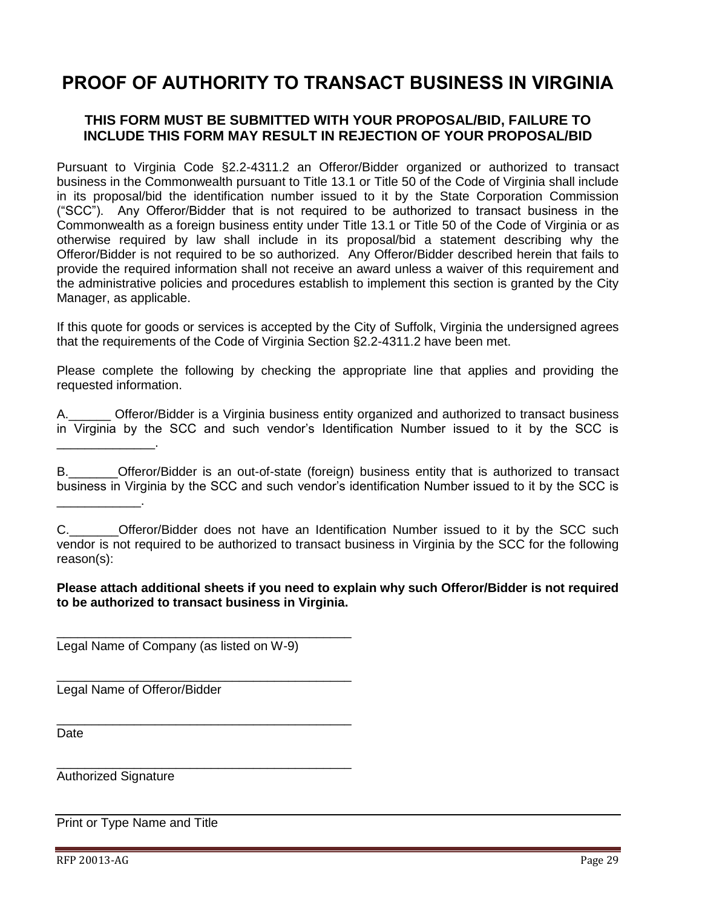# PROOF OF AUTHORITY TO TRANSACT BUSINESS IN VIRGINIA

**THIS FORM MUST BE SUBMITTED WITH YOUR PROPOSAL/BID, FAILURE TO INCLUDE THIS FORM MAY RESULT IN REJECTION OF YOUR PROPOSAL/BID**

Pursuant to Virginia Code §2.2-4311.2 an Offeror/Bidder organized or authorized to transact business in the Commonwealth pursuant to Title 13.1 or Title 50 of the Code of Virginia shall include in its proposal/bid the identification number issued to it by the State Corporation Commission ("SCC"). Any Offeror/Bidder that is not required to be authorized to transact business in the Commonwealth as a foreign business entity under Title 13.1 or Title 50 of the Code of Virginia or as otherwise required by law shall include in its proposal/bid a statement describing why the Offeror/Bidder is not required to be so authorized. Any Offeror/Bidder described herein that fails to provide the required information shall not receive an award unless a waiver of this requirement and the administrative policies and procedures establish to implement this section is granted by the City Manager, as applicable.

If this quote for goods or services is accepted by the City of Suffolk, Virginia the undersigned agrees that the requirements of the Code of Virginia Section §2.2-4311.2 have been met.

Please complete the following by checking the appropriate line that applies and providing the requested information.

A.______ Offeror/Bidder is a Virginia business entity organized and authorized to transact business in Virginia by the SCC and such vendor's Identification Number issued to it by the SCC is ______________.

B._______Offeror/Bidder is an out-of-state (foreign) business entity that is authorized to transact business in Virginia by the SCC and such vendor's identification Number issued to it by the SCC is ____________.

C._______Offeror/Bidder does not have an Identification Number issued to it by the SCC such vendor is not required to be authorized to transact business in Virginia by the SCC for the following reason(s):

**Please attach additional sheets if you need to explain why such Offeror/Bidder is not required to be authorized to transact business in Virginia.**

___________________________________________
Legal Name of Company (as listed on W-9)

___________________________________________
Legal Name of Offeror/Bidder

___________________________________________
Date

___________________________________________
Authorized Signature

___________________________________________
Print or Type Name and Title

RFP 20013-AG